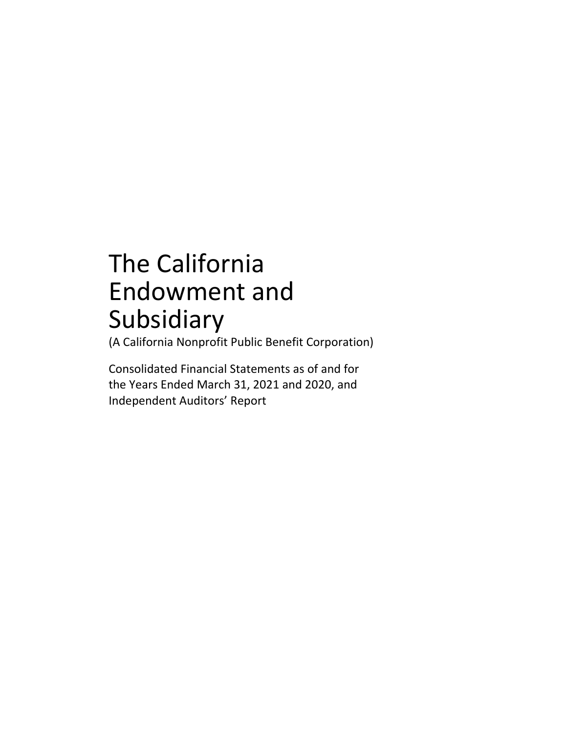# The California Endowment and Subsidiary

(A California Nonprofit Public Benefit Corporation)

Consolidated Financial Statements as of and for the Years Ended March 31, 2021 and 2020, and Independent Auditors' Report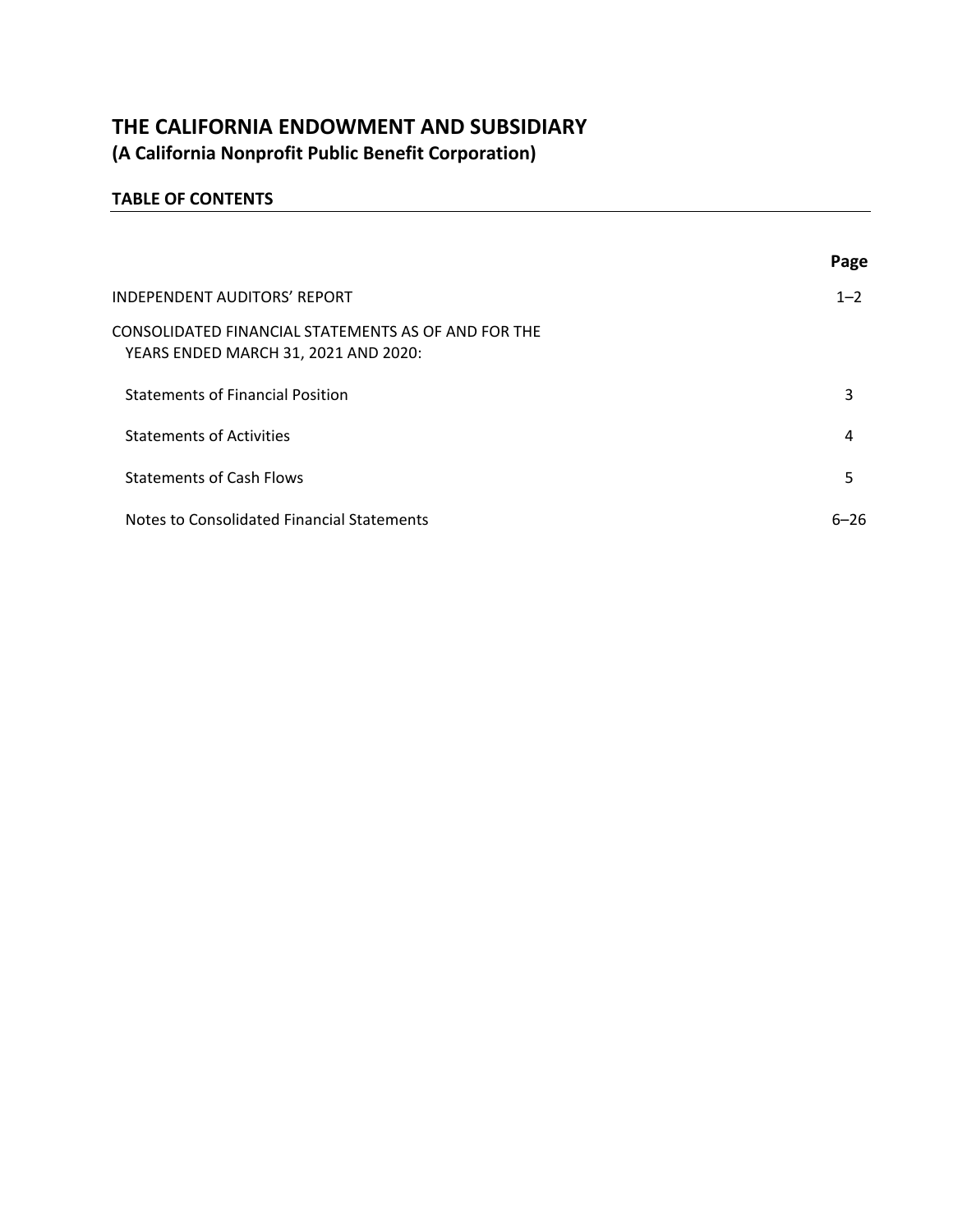# THE CALIFORNIA ENDOWMENT AND SUBSIDIARY

**(A California Nonprofit Public Benefit Corporation)**

## TABLE OF CONTENTS

| | Page |
|---|---|
| INDEPENDENT AUDITORS' REPORT | 1–2 |
| CONSOLIDATED FINANCIAL STATEMENTS AS OF AND FOR THE YEARS ENDED MARCH 31, 2021 AND 2020: | |
| Statements of Financial Position | 3 |
| Statements of Activities | 4 |
| Statements of Cash Flows | 5 |
| Notes to Consolidated Financial Statements | 6–26 |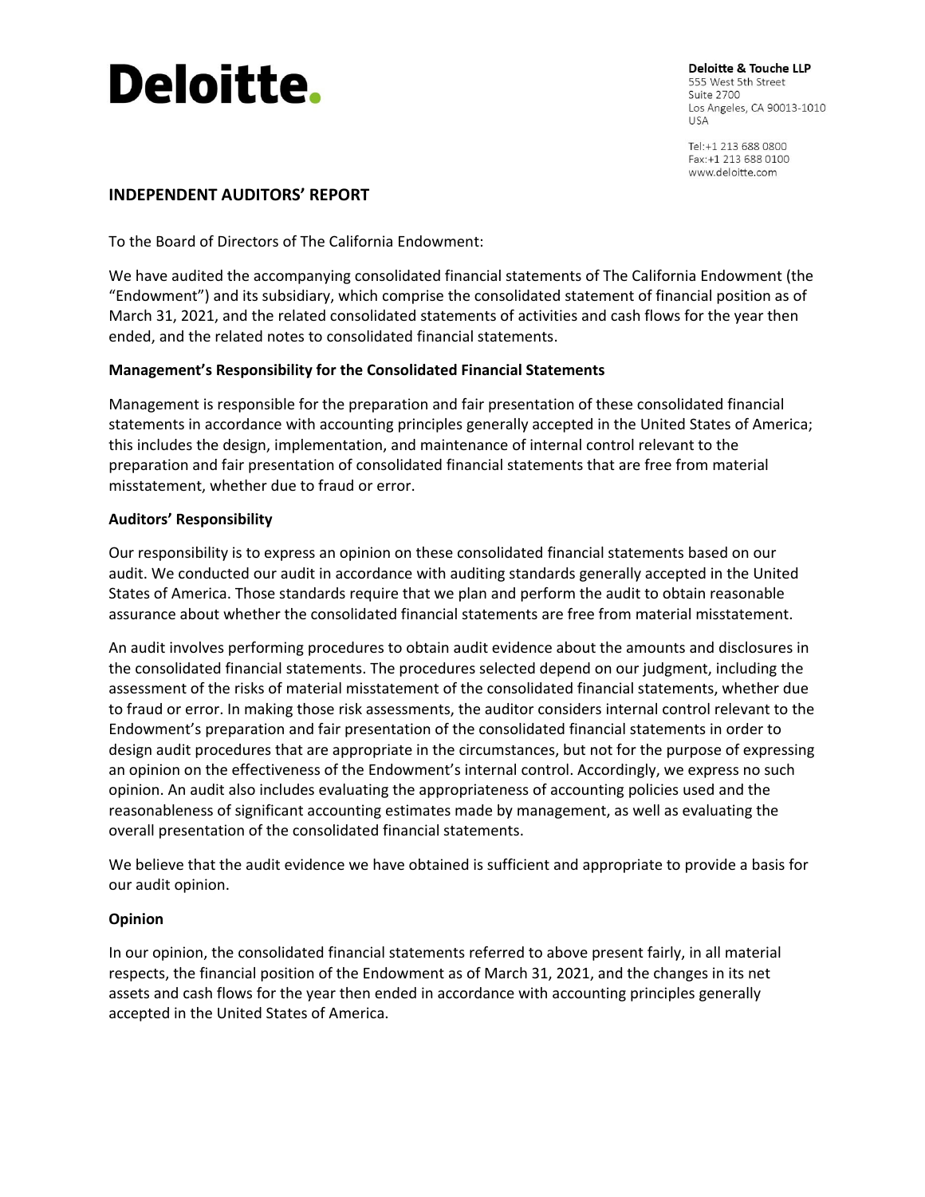# Deloitte.

**Deloitte & Touche LLP**
555 West 5th Street
Suite 2700
Los Angeles, CA 90013-1010
USA

Tel:+1 213 688 0800
Fax:+1 213 688 0100
www.deloitte.com

## INDEPENDENT AUDITORS' REPORT

To the Board of Directors of The California Endowment:

We have audited the accompanying consolidated financial statements of The California Endowment (the "Endowment") and its subsidiary, which comprise the consolidated statement of financial position as of March 31, 2021, and the related consolidated statements of activities and cash flows for the year then ended, and the related notes to consolidated financial statements.

### Management's Responsibility for the Consolidated Financial Statements

Management is responsible for the preparation and fair presentation of these consolidated financial statements in accordance with accounting principles generally accepted in the United States of America; this includes the design, implementation, and maintenance of internal control relevant to the preparation and fair presentation of consolidated financial statements that are free from material misstatement, whether due to fraud or error.

### Auditors' Responsibility

Our responsibility is to express an opinion on these consolidated financial statements based on our audit. We conducted our audit in accordance with auditing standards generally accepted in the United States of America. Those standards require that we plan and perform the audit to obtain reasonable assurance about whether the consolidated financial statements are free from material misstatement.

An audit involves performing procedures to obtain audit evidence about the amounts and disclosures in the consolidated financial statements. The procedures selected depend on our judgment, including the assessment of the risks of material misstatement of the consolidated financial statements, whether due to fraud or error. In making those risk assessments, the auditor considers internal control relevant to the Endowment's preparation and fair presentation of the consolidated financial statements in order to design audit procedures that are appropriate in the circumstances, but not for the purpose of expressing an opinion on the effectiveness of the Endowment's internal control. Accordingly, we express no such opinion. An audit also includes evaluating the appropriateness of accounting policies used and the reasonableness of significant accounting estimates made by management, as well as evaluating the overall presentation of the consolidated financial statements.

We believe that the audit evidence we have obtained is sufficient and appropriate to provide a basis for our audit opinion.

### Opinion

In our opinion, the consolidated financial statements referred to above present fairly, in all material respects, the financial position of the Endowment as of March 31, 2021, and the changes in its net assets and cash flows for the year then ended in accordance with accounting principles generally accepted in the United States of America.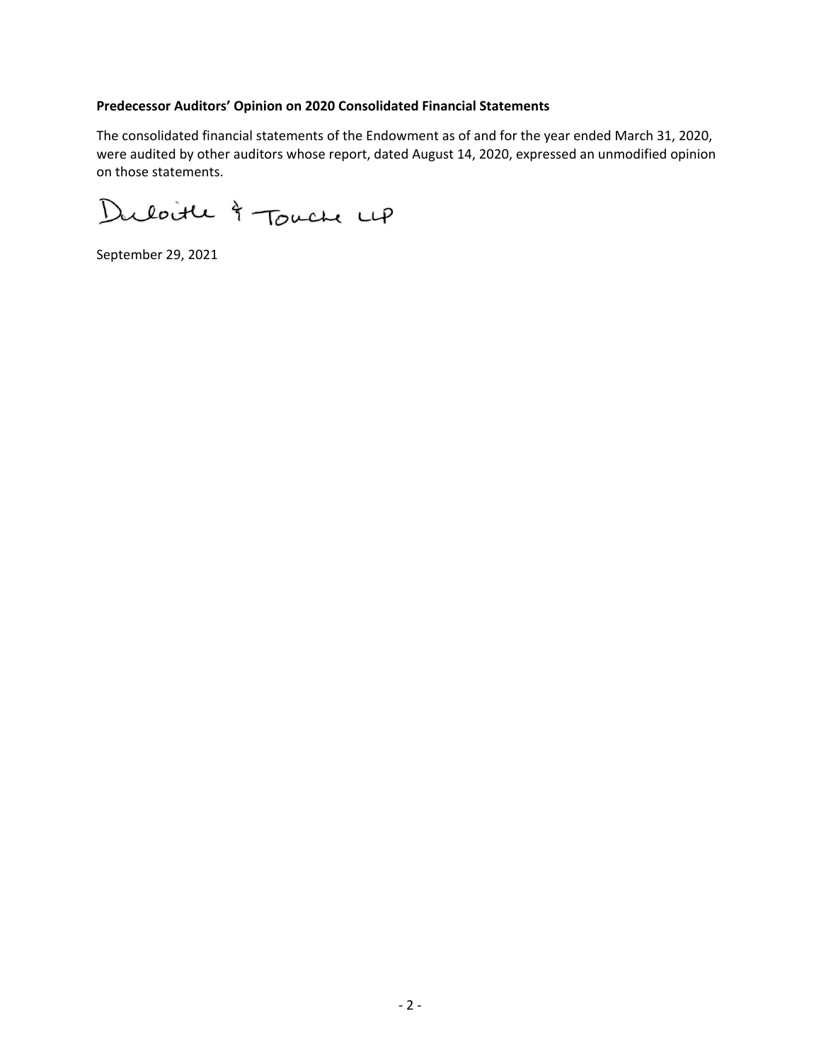**Predecessor Auditors' Opinion on 2020 Consolidated Financial Statements**

The consolidated financial statements of the Endowment as of and for the year ended March 31, 2020, were audited by other auditors whose report, dated August 14, 2020, expressed an unmodified opinion on those statements.

Deloitte & Touche LLP

September 29, 2021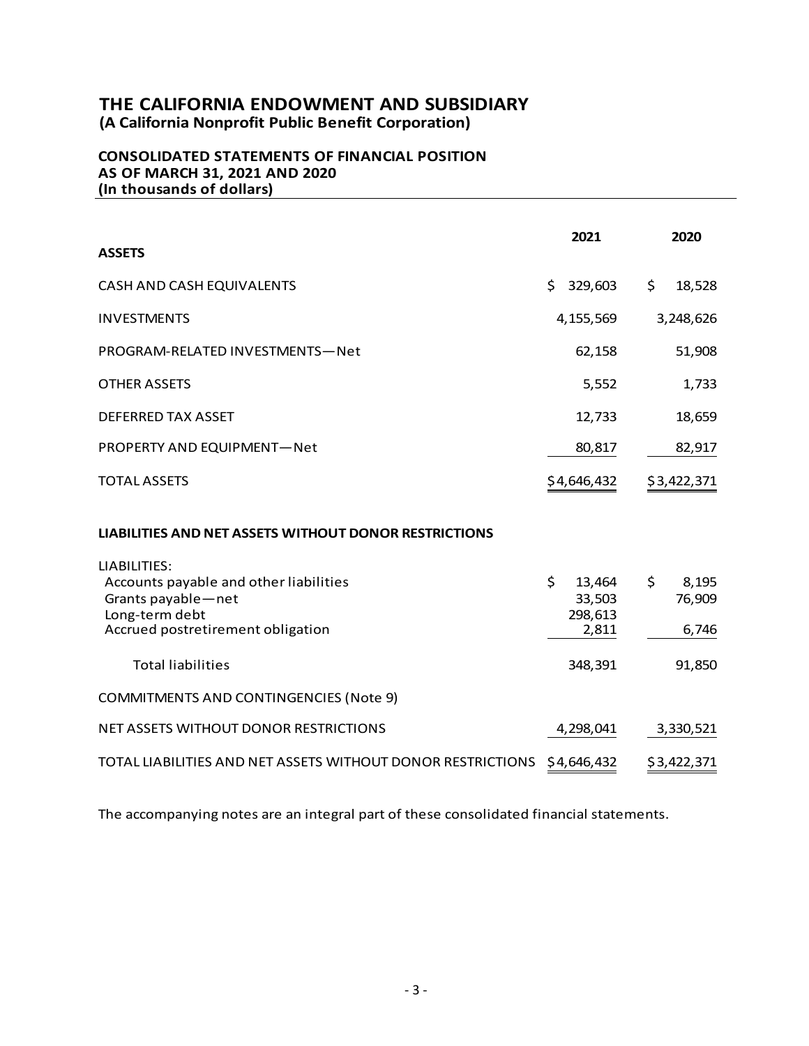# THE CALIFORNIA ENDOWMENT AND SUBSIDIARY
**(A California Nonprofit Public Benefit Corporation)**

## CONSOLIDATED STATEMENTS OF FINANCIAL POSITION
**AS OF MARCH 31, 2021 AND 2020**
**(In thousands of dollars)**

| | 2021 | 2020 |
|---|---|---|
| **ASSETS** | | |
| CASH AND CASH EQUIVALENTS | $ 329,603 | $ 18,528 |
| INVESTMENTS | 4,155,569 | 3,248,626 |
| PROGRAM-RELATED INVESTMENTS—Net | 62,158 | 51,908 |
| OTHER ASSETS | 5,552 | 1,733 |
| DEFERRED TAX ASSET | 12,733 | 18,659 |
| PROPERTY AND EQUIPMENT—Net | 80,817 | 82,917 |
| TOTAL ASSETS | $4,646,432 | $3,422,371 |
| **LIABILITIES AND NET ASSETS WITHOUT DONOR RESTRICTIONS** | | |
| LIABILITIES: | | |
| Accounts payable and other liabilities | $ 13,464 | $ 8,195 |
| Grants payable—net | 33,503 | 76,909 |
| Long-term debt | 298,613 | |
| Accrued postretirement obligation | 2,811 | 6,746 |
| Total liabilities | 348,391 | 91,850 |
| COMMITMENTS AND CONTINGENCIES (Note 9) | | |
| NET ASSETS WITHOUT DONOR RESTRICTIONS | 4,298,041 | 3,330,521 |
| TOTAL LIABILITIES AND NET ASSETS WITHOUT DONOR RESTRICTIONS | $4,646,432 | $3,422,371 |

The accompanying notes are an integral part of these consolidated financial statements.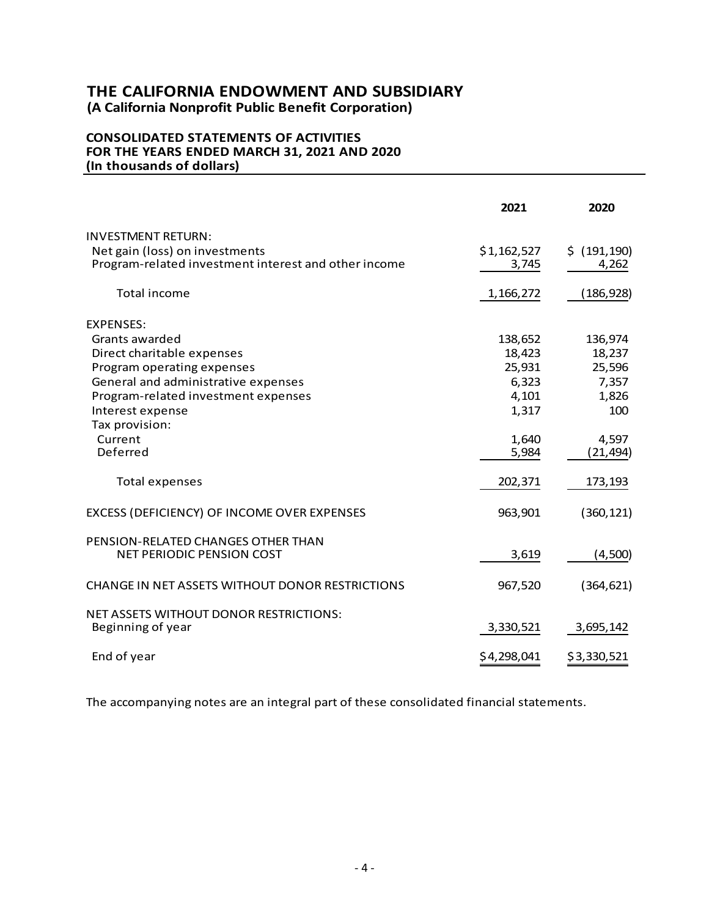# THE CALIFORNIA ENDOWMENT AND SUBSIDIARY
**(A California Nonprofit Public Benefit Corporation)**

**CONSOLIDATED STATEMENTS OF ACTIVITIES**
**FOR THE YEARS ENDED MARCH 31, 2021 AND 2020**
**(In thousands of dollars)**

| | 2021 | 2020 |
|---|---|---|
| INVESTMENT RETURN: | | |
| Net gain (loss) on investments | $1,162,527 | $ (191,190) |
| Program-related investment interest and other income | 3,745 | 4,262 |
| Total income | 1,166,272 | (186,928) |
| EXPENSES: | | |
| Grants awarded | 138,652 | 136,974 |
| Direct charitable expenses | 18,423 | 18,237 |
| Program operating expenses | 25,931 | 25,596 |
| General and administrative expenses | 6,323 | 7,357 |
| Program-related investment expenses | 4,101 | 1,826 |
| Interest expense | 1,317 | 100 |
| Tax provision: | | |
| Current | 1,640 | 4,597 |
| Deferred | 5,984 | (21,494) |
| Total expenses | 202,371 | 173,193 |
| EXCESS (DEFICIENCY) OF INCOME OVER EXPENSES | 963,901 | (360,121) |
| PENSION-RELATED CHANGES OTHER THAN NET PERIODIC PENSION COST | 3,619 | (4,500) |
| CHANGE IN NET ASSETS WITHOUT DONOR RESTRICTIONS | 967,520 | (364,621) |
| NET ASSETS WITHOUT DONOR RESTRICTIONS: | | |
| Beginning of year | 3,330,521 | 3,695,142 |
| End of year | $4,298,041 | $3,330,521 |

The accompanying notes are an integral part of these consolidated financial statements.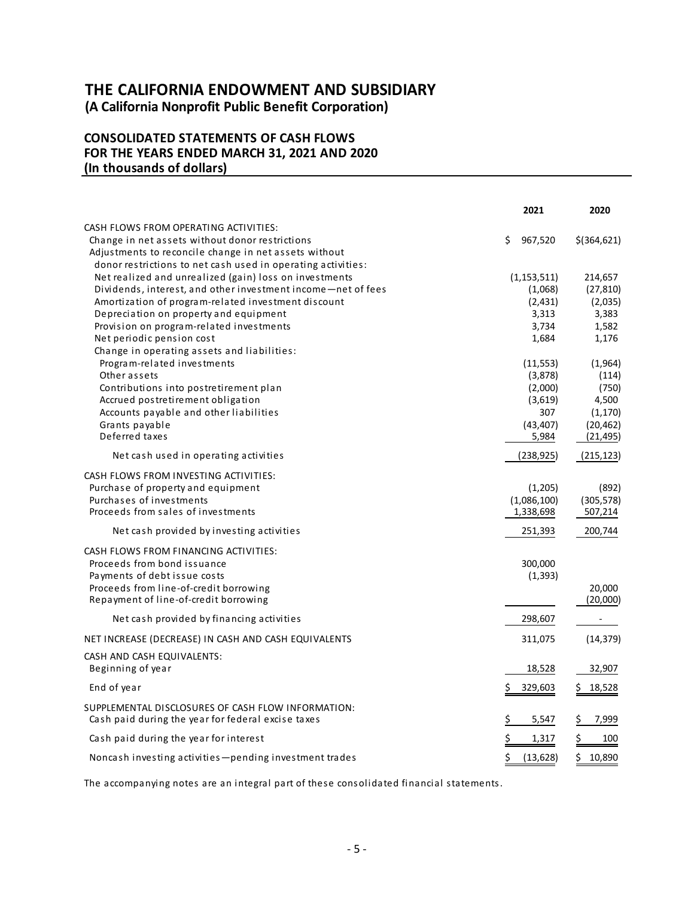# THE CALIFORNIA ENDOWMENT AND SUBSIDIARY
**(A California Nonprofit Public Benefit Corporation)**

## CONSOLIDATED STATEMENTS OF CASH FLOWS
## FOR THE YEARS ENDED MARCH 31, 2021 AND 2020
## (In thousands of dollars)

| | 2021 | 2020 |
|---|---|---|
| CASH FLOWS FROM OPERATING ACTIVITIES: | | |
| Change in net assets without donor restrictions | $ 967,520 | $(364,621) |
| Adjustments to reconcile change in net assets without donor restrictions to net cash used in operating activities: | | |
| Net realized and unrealized (gain) loss on investments | (1,153,511) | 214,657 |
| Dividends, interest, and other investment income—net of fees | (1,068) | (27,810) |
| Amortization of program-related investment discount | (2,431) | (2,035) |
| Depreciation on property and equipment | 3,313 | 3,383 |
| Provision on program-related investments | 3,734 | 1,582 |
| Net periodic pension cost | 1,684 | 1,176 |
| Change in operating assets and liabilities: | | |
| Program-related investments | (11,553) | (1,964) |
| Other assets | (3,878) | (114) |
| Contributions into postretirement plan | (2,000) | (750) |
| Accrued postretirement obligation | (3,619) | 4,500 |
| Accounts payable and other liabilities | 307 | (1,170) |
| Grants payable | (43,407) | (20,462) |
| Deferred taxes | 5,984 | (21,495) |
| Net cash used in operating activities | (238,925) | (215,123) |
| CASH FLOWS FROM INVESTING ACTIVITIES: | | |
| Purchase of property and equipment | (1,205) | (892) |
| Purchases of investments | (1,086,100) | (305,578) |
| Proceeds from sales of investments | 1,338,698 | 507,214 |
| Net cash provided by investing activities | 251,393 | 200,744 |
| CASH FLOWS FROM FINANCING ACTIVITIES: | | |
| Proceeds from bond issuance | 300,000 | |
| Payments of debt issue costs | (1,393) | |
| Proceeds from line-of-credit borrowing | | 20,000 |
| Repayment of line-of-credit borrowing | | (20,000) |
| Net cash provided by financing activities | 298,607 | - |
| NET INCREASE (DECREASE) IN CASH AND CASH EQUIVALENTS | 311,075 | (14,379) |
| CASH AND CASH EQUIVALENTS: | | |
| Beginning of year | 18,528 | 32,907 |
| End of year | $ 329,603 | $ 18,528 |
| SUPPLEMENTAL DISCLOSURES OF CASH FLOW INFORMATION: | | |
| Cash paid during the year for federal excise taxes | $ 5,547 | $ 7,999 |
| Cash paid during the year for interest | $ 1,317 | $ 100 |
| Noncash investing activities—pending investment trades | $ (13,628) | $ 10,890 |

The accompanying notes are an integral part of these consolidated financial statements.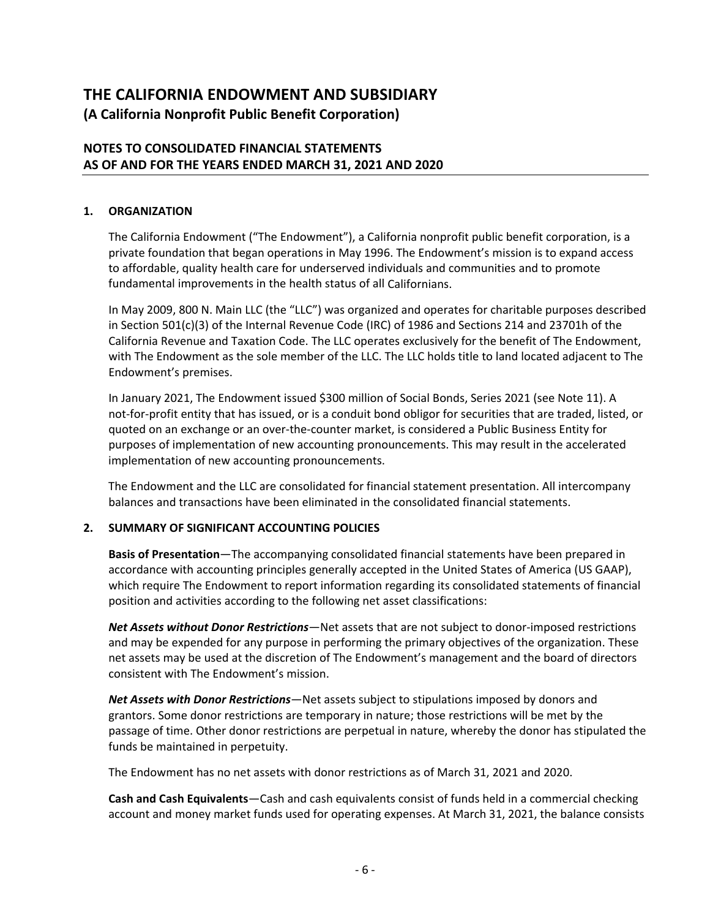# THE CALIFORNIA ENDOWMENT AND SUBSIDIARY

## (A California Nonprofit Public Benefit Corporation)

### NOTES TO CONSOLIDATED FINANCIAL STATEMENTS AS OF AND FOR THE YEARS ENDED MARCH 31, 2021 AND 2020

**1. ORGANIZATION**

The California Endowment ("The Endowment"), a California nonprofit public benefit corporation, is a private foundation that began operations in May 1996. The Endowment's mission is to expand access to affordable, quality health care for underserved individuals and communities and to promote fundamental improvements in the health status of all Californians.

In May 2009, 800 N. Main LLC (the "LLC") was organized and operates for charitable purposes described in Section 501(c)(3) of the Internal Revenue Code (IRC) of 1986 and Sections 214 and 23701h of the California Revenue and Taxation Code. The LLC operates exclusively for the benefit of The Endowment, with The Endowment as the sole member of the LLC. The LLC holds title to land located adjacent to The Endowment's premises.

In January 2021, The Endowment issued $300 million of Social Bonds, Series 2021 (see Note 11). A not-for-profit entity that has issued, or is a conduit bond obligor for securities that are traded, listed, or quoted on an exchange or an over-the-counter market, is considered a Public Business Entity for purposes of implementation of new accounting pronouncements. This may result in the accelerated implementation of new accounting pronouncements.

The Endowment and the LLC are consolidated for financial statement presentation. All intercompany balances and transactions have been eliminated in the consolidated financial statements.

**2. SUMMARY OF SIGNIFICANT ACCOUNTING POLICIES**

**Basis of Presentation**—The accompanying consolidated financial statements have been prepared in accordance with accounting principles generally accepted in the United States of America (US GAAP), which require The Endowment to report information regarding its consolidated statements of financial position and activities according to the following net asset classifications:

***Net Assets without Donor Restrictions***—Net assets that are not subject to donor-imposed restrictions and may be expended for any purpose in performing the primary objectives of the organization. These net assets may be used at the discretion of The Endowment's management and the board of directors consistent with The Endowment's mission.

***Net Assets with Donor Restrictions***—Net assets subject to stipulations imposed by donors and grantors. Some donor restrictions are temporary in nature; those restrictions will be met by the passage of time. Other donor restrictions are perpetual in nature, whereby the donor has stipulated the funds be maintained in perpetuity.

The Endowment has no net assets with donor restrictions as of March 31, 2021 and 2020.

**Cash and Cash Equivalents**—Cash and cash equivalents consist of funds held in a commercial checking account and money market funds used for operating expenses. At March 31, 2021, the balance consists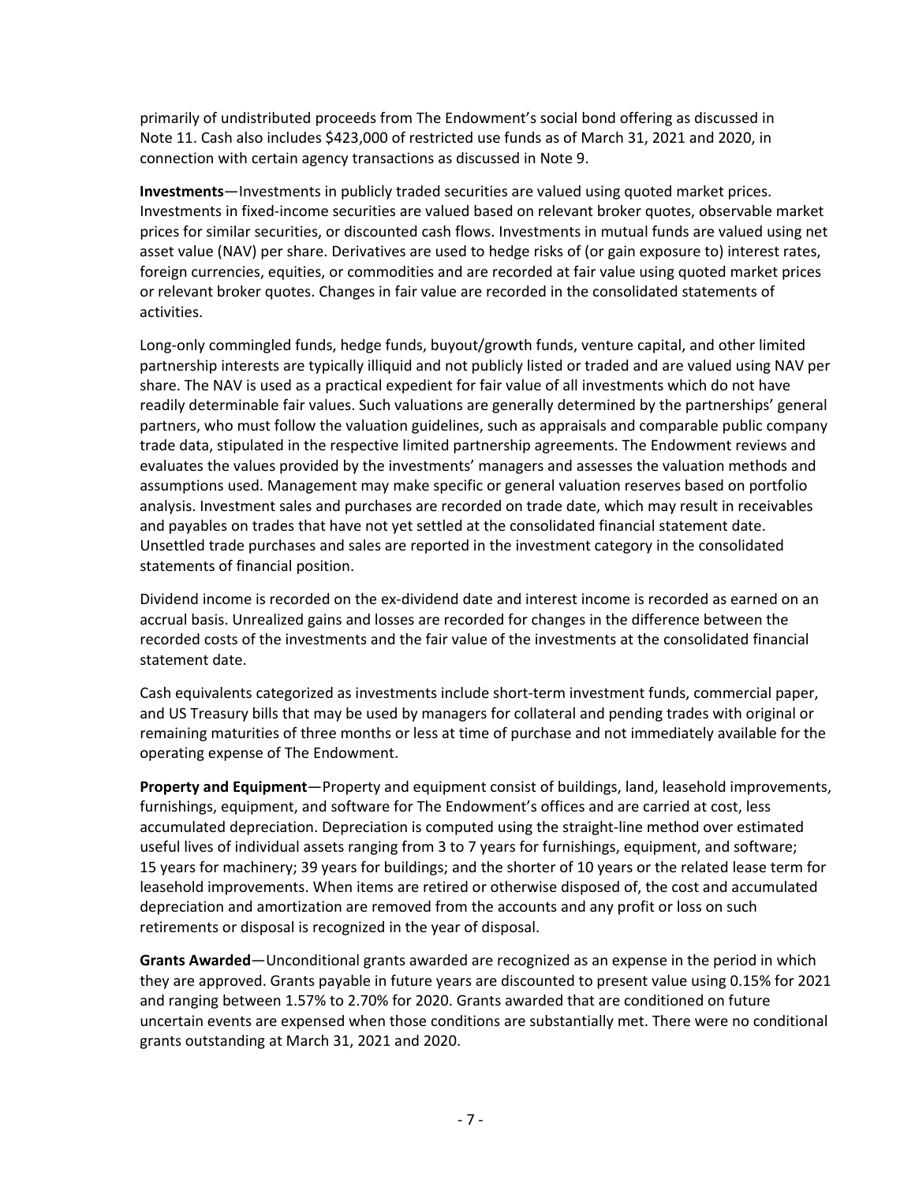primarily of undistributed proceeds from The Endowment's social bond offering as discussed in Note 11. Cash also includes $423,000 of restricted use funds as of March 31, 2021 and 2020, in connection with certain agency transactions as discussed in Note 9.

**Investments**—Investments in publicly traded securities are valued using quoted market prices. Investments in fixed-income securities are valued based on relevant broker quotes, observable market prices for similar securities, or discounted cash flows. Investments in mutual funds are valued using net asset value (NAV) per share. Derivatives are used to hedge risks of (or gain exposure to) interest rates, foreign currencies, equities, or commodities and are recorded at fair value using quoted market prices or relevant broker quotes. Changes in fair value are recorded in the consolidated statements of activities.

Long-only commingled funds, hedge funds, buyout/growth funds, venture capital, and other limited partnership interests are typically illiquid and not publicly listed or traded and are valued using NAV per share. The NAV is used as a practical expedient for fair value of all investments which do not have readily determinable fair values. Such valuations are generally determined by the partnerships' general partners, who must follow the valuation guidelines, such as appraisals and comparable public company trade data, stipulated in the respective limited partnership agreements. The Endowment reviews and evaluates the values provided by the investments' managers and assesses the valuation methods and assumptions used. Management may make specific or general valuation reserves based on portfolio analysis. Investment sales and purchases are recorded on trade date, which may result in receivables and payables on trades that have not yet settled at the consolidated financial statement date. Unsettled trade purchases and sales are reported in the investment category in the consolidated statements of financial position.

Dividend income is recorded on the ex-dividend date and interest income is recorded as earned on an accrual basis. Unrealized gains and losses are recorded for changes in the difference between the recorded costs of the investments and the fair value of the investments at the consolidated financial statement date.

Cash equivalents categorized as investments include short-term investment funds, commercial paper, and US Treasury bills that may be used by managers for collateral and pending trades with original or remaining maturities of three months or less at time of purchase and not immediately available for the operating expense of The Endowment.

**Property and Equipment**—Property and equipment consist of buildings, land, leasehold improvements, furnishings, equipment, and software for The Endowment's offices and are carried at cost, less accumulated depreciation. Depreciation is computed using the straight-line method over estimated useful lives of individual assets ranging from 3 to 7 years for furnishings, equipment, and software; 15 years for machinery; 39 years for buildings; and the shorter of 10 years or the related lease term for leasehold improvements. When items are retired or otherwise disposed of, the cost and accumulated depreciation and amortization are removed from the accounts and any profit or loss on such retirements or disposal is recognized in the year of disposal.

**Grants Awarded**—Unconditional grants awarded are recognized as an expense in the period in which they are approved. Grants payable in future years are discounted to present value using 0.15% for 2021 and ranging between 1.57% to 2.70% for 2020. Grants awarded that are conditioned on future uncertain events are expensed when those conditions are substantially met. There were no conditional grants outstanding at March 31, 2021 and 2020.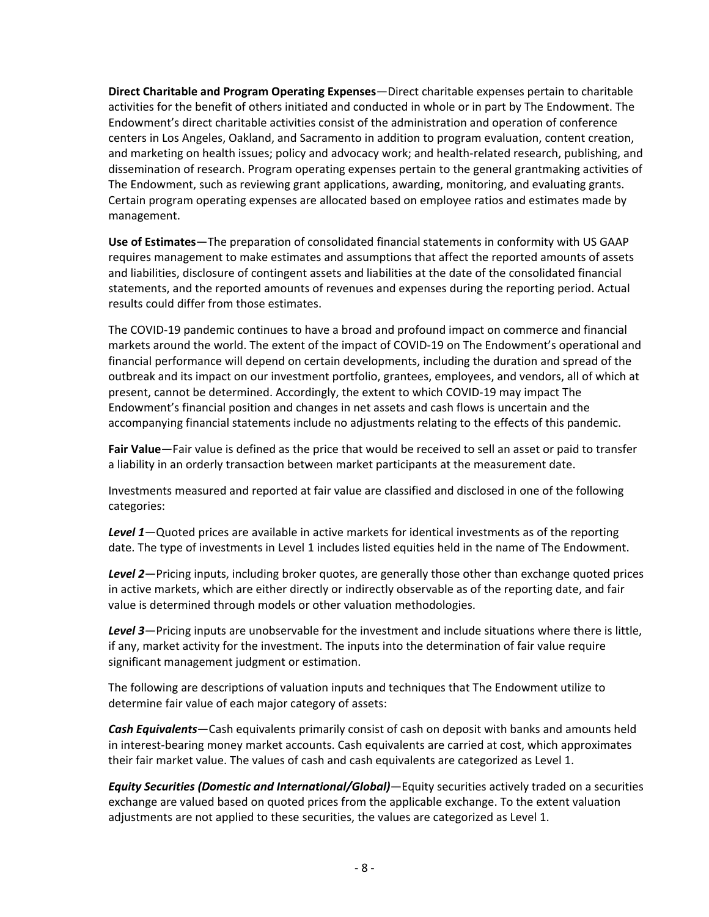**Direct Charitable and Program Operating Expenses**—Direct charitable expenses pertain to charitable activities for the benefit of others initiated and conducted in whole or in part by The Endowment. The Endowment's direct charitable activities consist of the administration and operation of conference centers in Los Angeles, Oakland, and Sacramento in addition to program evaluation, content creation, and marketing on health issues; policy and advocacy work; and health-related research, publishing, and dissemination of research. Program operating expenses pertain to the general grantmaking activities of The Endowment, such as reviewing grant applications, awarding, monitoring, and evaluating grants. Certain program operating expenses are allocated based on employee ratios and estimates made by management.

**Use of Estimates**—The preparation of consolidated financial statements in conformity with US GAAP requires management to make estimates and assumptions that affect the reported amounts of assets and liabilities, disclosure of contingent assets and liabilities at the date of the consolidated financial statements, and the reported amounts of revenues and expenses during the reporting period. Actual results could differ from those estimates.

The COVID-19 pandemic continues to have a broad and profound impact on commerce and financial markets around the world. The extent of the impact of COVID-19 on The Endowment's operational and financial performance will depend on certain developments, including the duration and spread of the outbreak and its impact on our investment portfolio, grantees, employees, and vendors, all of which at present, cannot be determined. Accordingly, the extent to which COVID-19 may impact The Endowment's financial position and changes in net assets and cash flows is uncertain and the accompanying financial statements include no adjustments relating to the effects of this pandemic.

**Fair Value**—Fair value is defined as the price that would be received to sell an asset or paid to transfer a liability in an orderly transaction between market participants at the measurement date.

Investments measured and reported at fair value are classified and disclosed in one of the following categories:

***Level 1***—Quoted prices are available in active markets for identical investments as of the reporting date. The type of investments in Level 1 includes listed equities held in the name of The Endowment.

***Level 2***—Pricing inputs, including broker quotes, are generally those other than exchange quoted prices in active markets, which are either directly or indirectly observable as of the reporting date, and fair value is determined through models or other valuation methodologies.

***Level 3***—Pricing inputs are unobservable for the investment and include situations where there is little, if any, market activity for the investment. The inputs into the determination of fair value require significant management judgment or estimation.

The following are descriptions of valuation inputs and techniques that The Endowment utilize to determine fair value of each major category of assets:

***Cash Equivalents***—Cash equivalents primarily consist of cash on deposit with banks and amounts held in interest-bearing money market accounts. Cash equivalents are carried at cost, which approximates their fair market value. The values of cash and cash equivalents are categorized as Level 1.

***Equity Securities (Domestic and International/Global)***—Equity securities actively traded on a securities exchange are valued based on quoted prices from the applicable exchange. To the extent valuation adjustments are not applied to these securities, the values are categorized as Level 1.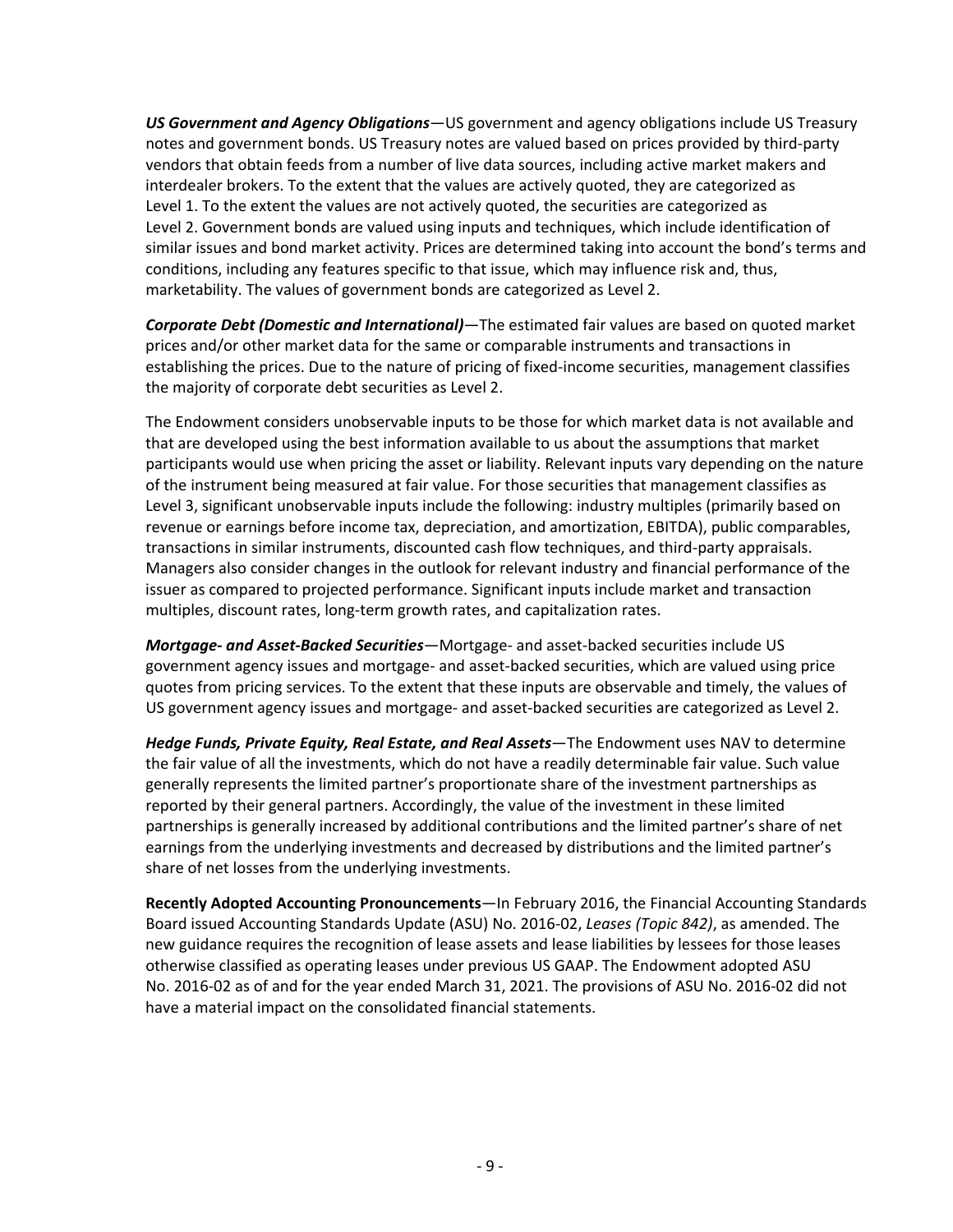***US Government and Agency Obligations***—US government and agency obligations include US Treasury notes and government bonds. US Treasury notes are valued based on prices provided by third-party vendors that obtain feeds from a number of live data sources, including active market makers and interdealer brokers. To the extent that the values are actively quoted, they are categorized as Level 1. To the extent the values are not actively quoted, the securities are categorized as Level 2. Government bonds are valued using inputs and techniques, which include identification of similar issues and bond market activity. Prices are determined taking into account the bond's terms and conditions, including any features specific to that issue, which may influence risk and, thus, marketability. The values of government bonds are categorized as Level 2.

***Corporate Debt (Domestic and International)***—The estimated fair values are based on quoted market prices and/or other market data for the same or comparable instruments and transactions in establishing the prices. Due to the nature of pricing of fixed-income securities, management classifies the majority of corporate debt securities as Level 2.

The Endowment considers unobservable inputs to be those for which market data is not available and that are developed using the best information available to us about the assumptions that market participants would use when pricing the asset or liability. Relevant inputs vary depending on the nature of the instrument being measured at fair value. For those securities that management classifies as Level 3, significant unobservable inputs include the following: industry multiples (primarily based on revenue or earnings before income tax, depreciation, and amortization, EBITDA), public comparables, transactions in similar instruments, discounted cash flow techniques, and third-party appraisals. Managers also consider changes in the outlook for relevant industry and financial performance of the issuer as compared to projected performance. Significant inputs include market and transaction multiples, discount rates, long-term growth rates, and capitalization rates.

***Mortgage- and Asset-Backed Securities***—Mortgage- and asset-backed securities include US government agency issues and mortgage- and asset-backed securities, which are valued using price quotes from pricing services. To the extent that these inputs are observable and timely, the values of US government agency issues and mortgage- and asset-backed securities are categorized as Level 2.

***Hedge Funds, Private Equity, Real Estate, and Real Assets***—The Endowment uses NAV to determine the fair value of all the investments, which do not have a readily determinable fair value. Such value generally represents the limited partner's proportionate share of the investment partnerships as reported by their general partners. Accordingly, the value of the investment in these limited partnerships is generally increased by additional contributions and the limited partner's share of net earnings from the underlying investments and decreased by distributions and the limited partner's share of net losses from the underlying investments.

**Recently Adopted Accounting Pronouncements**—In February 2016, the Financial Accounting Standards Board issued Accounting Standards Update (ASU) No. 2016-02, *Leases (Topic 842)*, as amended. The new guidance requires the recognition of lease assets and lease liabilities by lessees for those leases otherwise classified as operating leases under previous US GAAP. The Endowment adopted ASU No. 2016-02 as of and for the year ended March 31, 2021. The provisions of ASU No. 2016-02 did not have a material impact on the consolidated financial statements.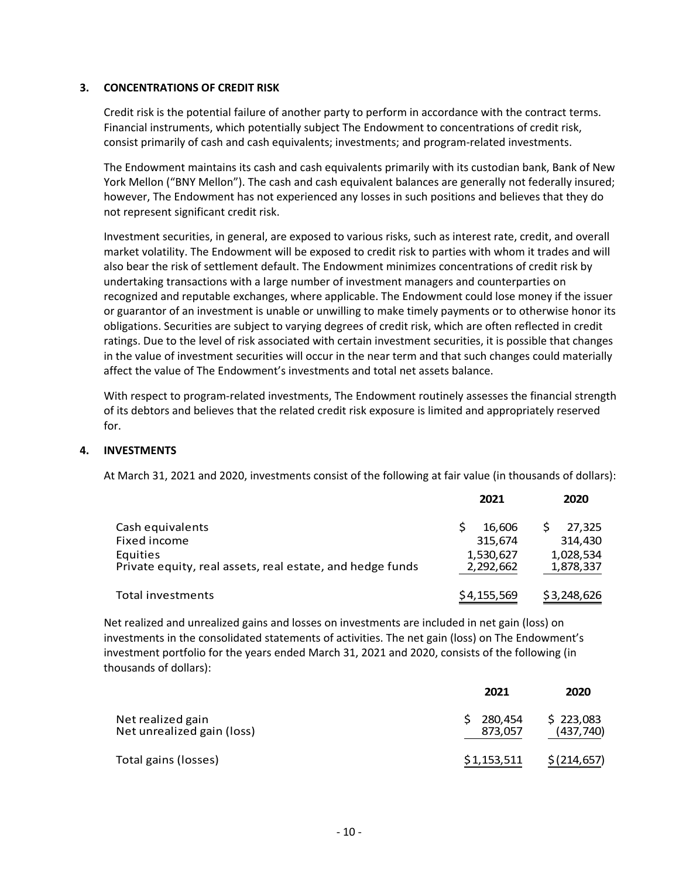## 3. CONCENTRATIONS OF CREDIT RISK

Credit risk is the potential failure of another party to perform in accordance with the contract terms. Financial instruments, which potentially subject The Endowment to concentrations of credit risk, consist primarily of cash and cash equivalents; investments; and program-related investments.

The Endowment maintains its cash and cash equivalents primarily with its custodian bank, Bank of New York Mellon ("BNY Mellon"). The cash and cash equivalent balances are generally not federally insured; however, The Endowment has not experienced any losses in such positions and believes that they do not represent significant credit risk.

Investment securities, in general, are exposed to various risks, such as interest rate, credit, and overall market volatility. The Endowment will be exposed to credit risk to parties with whom it trades and will also bear the risk of settlement default. The Endowment minimizes concentrations of credit risk by undertaking transactions with a large number of investment managers and counterparties on recognized and reputable exchanges, where applicable. The Endowment could lose money if the issuer or guarantor of an investment is unable or unwilling to make timely payments or to otherwise honor its obligations. Securities are subject to varying degrees of credit risk, which are often reflected in credit ratings. Due to the level of risk associated with certain investment securities, it is possible that changes in the value of investment securities will occur in the near term and that such changes could materially affect the value of The Endowment's investments and total net assets balance.

With respect to program-related investments, The Endowment routinely assesses the financial strength of its debtors and believes that the related credit risk exposure is limited and appropriately reserved for.

## 4. INVESTMENTS

At March 31, 2021 and 2020, investments consist of the following at fair value (in thousands of dollars):

| | 2021 | 2020 |
|---|---|---|
| Cash equivalents | $ 16,606 | $ 27,325 |
| Fixed income | 315,674 | 314,430 |
| Equities | 1,530,627 | 1,028,534 |
| Private equity, real assets, real estate, and hedge funds | 2,292,662 | 1,878,337 |
| Total investments | $4,155,569 | $3,248,626 |

Net realized and unrealized gains and losses on investments are included in net gain (loss) on investments in the consolidated statements of activities. The net gain (loss) on The Endowment's investment portfolio for the years ended March 31, 2021 and 2020, consists of the following (in thousands of dollars):

| | 2021 | 2020 |
|---|---|---|
| Net realized gain | $ 280,454 | $ 223,083 |
| Net unrealized gain (loss) | 873,057 | (437,740) |
| Total gains (losses) | $1,153,511 | $(214,657) |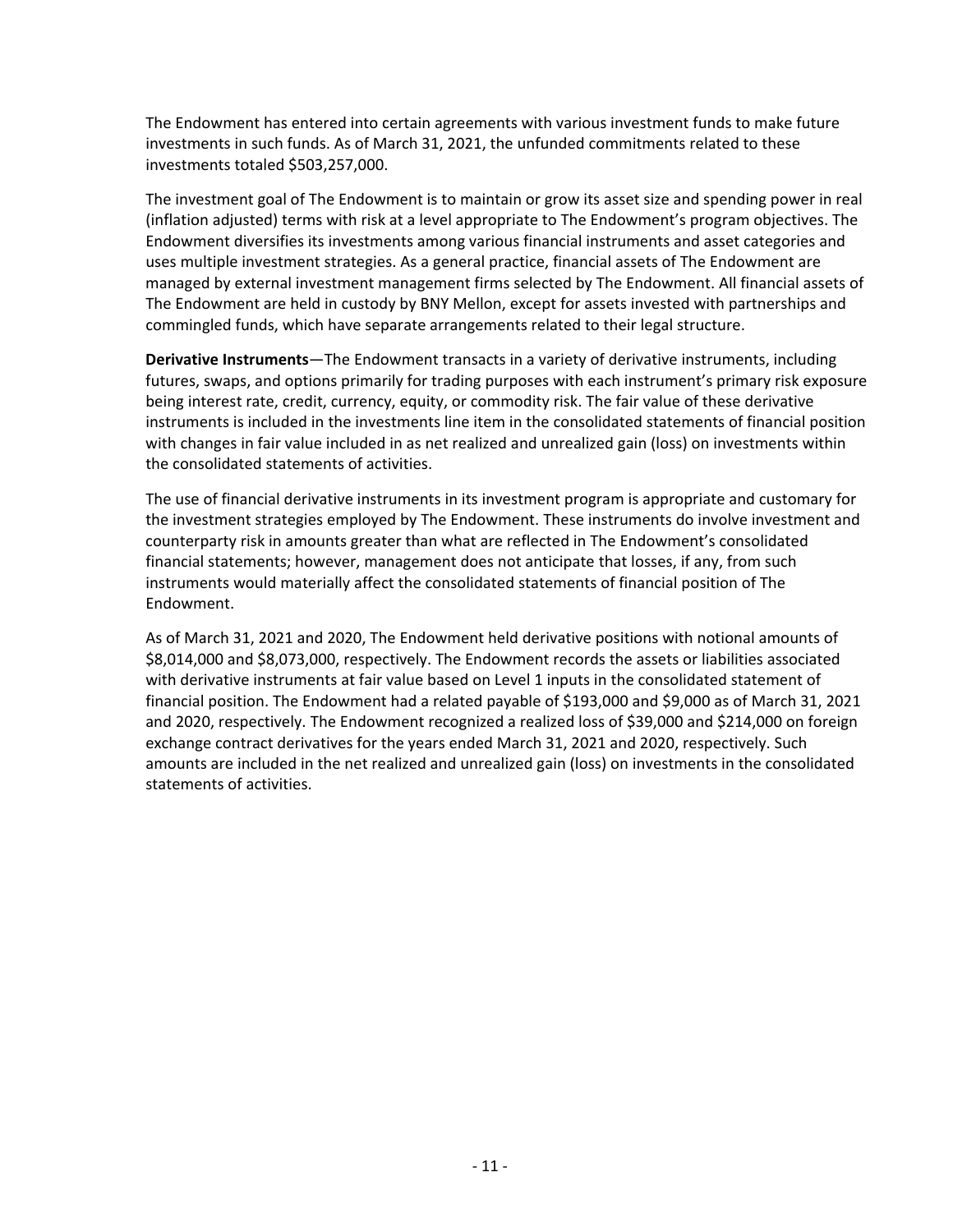The Endowment has entered into certain agreements with various investment funds to make future investments in such funds. As of March 31, 2021, the unfunded commitments related to these investments totaled $503,257,000.

The investment goal of The Endowment is to maintain or grow its asset size and spending power in real (inflation adjusted) terms with risk at a level appropriate to The Endowment's program objectives. The Endowment diversifies its investments among various financial instruments and asset categories and uses multiple investment strategies. As a general practice, financial assets of The Endowment are managed by external investment management firms selected by The Endowment. All financial assets of The Endowment are held in custody by BNY Mellon, except for assets invested with partnerships and commingled funds, which have separate arrangements related to their legal structure.

**Derivative Instruments**—The Endowment transacts in a variety of derivative instruments, including futures, swaps, and options primarily for trading purposes with each instrument's primary risk exposure being interest rate, credit, currency, equity, or commodity risk. The fair value of these derivative instruments is included in the investments line item in the consolidated statements of financial position with changes in fair value included in as net realized and unrealized gain (loss) on investments within the consolidated statements of activities.

The use of financial derivative instruments in its investment program is appropriate and customary for the investment strategies employed by The Endowment. These instruments do involve investment and counterparty risk in amounts greater than what are reflected in The Endowment's consolidated financial statements; however, management does not anticipate that losses, if any, from such instruments would materially affect the consolidated statements of financial position of The Endowment.

As of March 31, 2021 and 2020, The Endowment held derivative positions with notional amounts of $8,014,000 and $8,073,000, respectively. The Endowment records the assets or liabilities associated with derivative instruments at fair value based on Level 1 inputs in the consolidated statement of financial position. The Endowment had a related payable of $193,000 and $9,000 as of March 31, 2021 and 2020, respectively. The Endowment recognized a realized loss of $39,000 and $214,000 on foreign exchange contract derivatives for the years ended March 31, 2021 and 2020, respectively. Such amounts are included in the net realized and unrealized gain (loss) on investments in the consolidated statements of activities.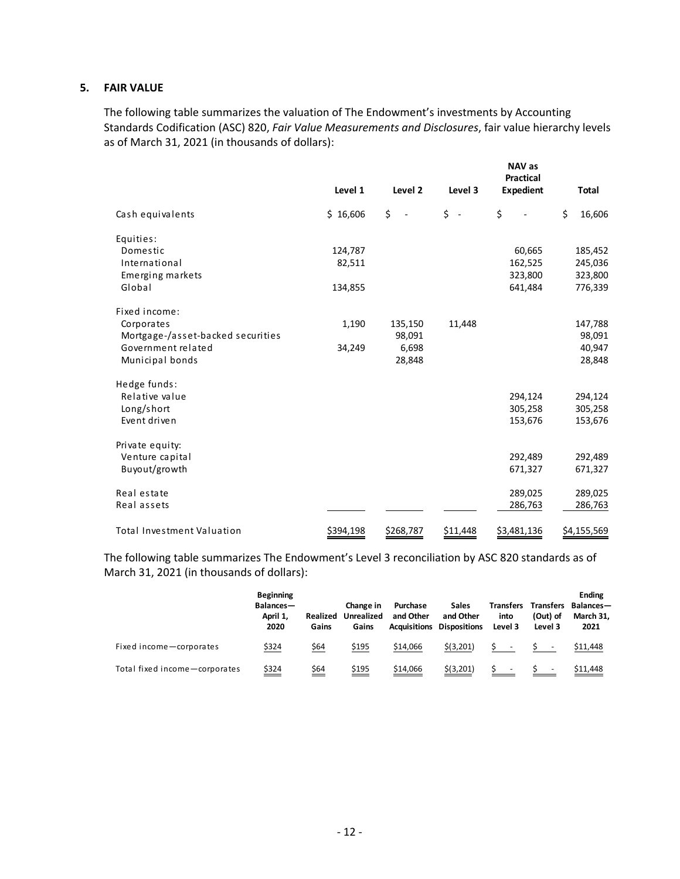## 5. FAIR VALUE

The following table summarizes the valuation of The Endowment's investments by Accounting Standards Codification (ASC) 820, *Fair Value Measurements and Disclosures*, fair value hierarchy levels as of March 31, 2021 (in thousands of dollars):

| | Level 1 | Level 2 | Level 3 | NAV as Practical Expedient | Total |
|---|---|---|---|---|---|
| Cash equivalents | $ 16,606 | $ - | $ - | $ - | $ 16,606 |
| Equities: | | | | | |
| Domestic | 124,787 | | | 60,665 | 185,452 |
| International | 82,511 | | | 162,525 | 245,036 |
| Emerging markets | | | | 323,800 | 323,800 |
| Global | 134,855 | | | 641,484 | 776,339 |
| Fixed income: | | | | | |
| Corporates | 1,190 | 135,150 | 11,448 | | 147,788 |
| Mortgage-/asset-backed securities | | 98,091 | | | 98,091 |
| Government related | 34,249 | 6,698 | | | 40,947 |
| Municipal bonds | | 28,848 | | | 28,848 |
| Hedge funds: | | | | | |
| Relative value | | | | 294,124 | 294,124 |
| Long/short | | | | 305,258 | 305,258 |
| Event driven | | | | 153,676 | 153,676 |
| Private equity: | | | | | |
| Venture capital | | | | 292,489 | 292,489 |
| Buyout/growth | | | | 671,327 | 671,327 |
| Real estate | | | | 289,025 | 289,025 |
| Real assets | | | | 286,763 | 286,763 |
| Total Investment Valuation | $394,198 | $268,787 | $11,448 | $3,481,136 | $4,155,569 |

The following table summarizes The Endowment's Level 3 reconciliation by ASC 820 standards as of March 31, 2021 (in thousands of dollars):

| | Beginning Balances—April 1, 2020 | Realized Gains | Change in Unrealized Gains | Purchase and Other Acquisitions | Sales and Other Dispositions | Transfers into Level 3 | Transfers (Out) of Level 3 | Ending Balances—March 31, 2021 |
|---|---|---|---|---|---|---|---|---|
| Fixed income—corporates | $324 | $64 | $195 | $14,066 | $(3,201) | $ - | $ - | $11,448 |
| Total fixed income—corporates | $324 | $64 | $195 | $14,066 | $(3,201) | $ - | $ - | $11,448 |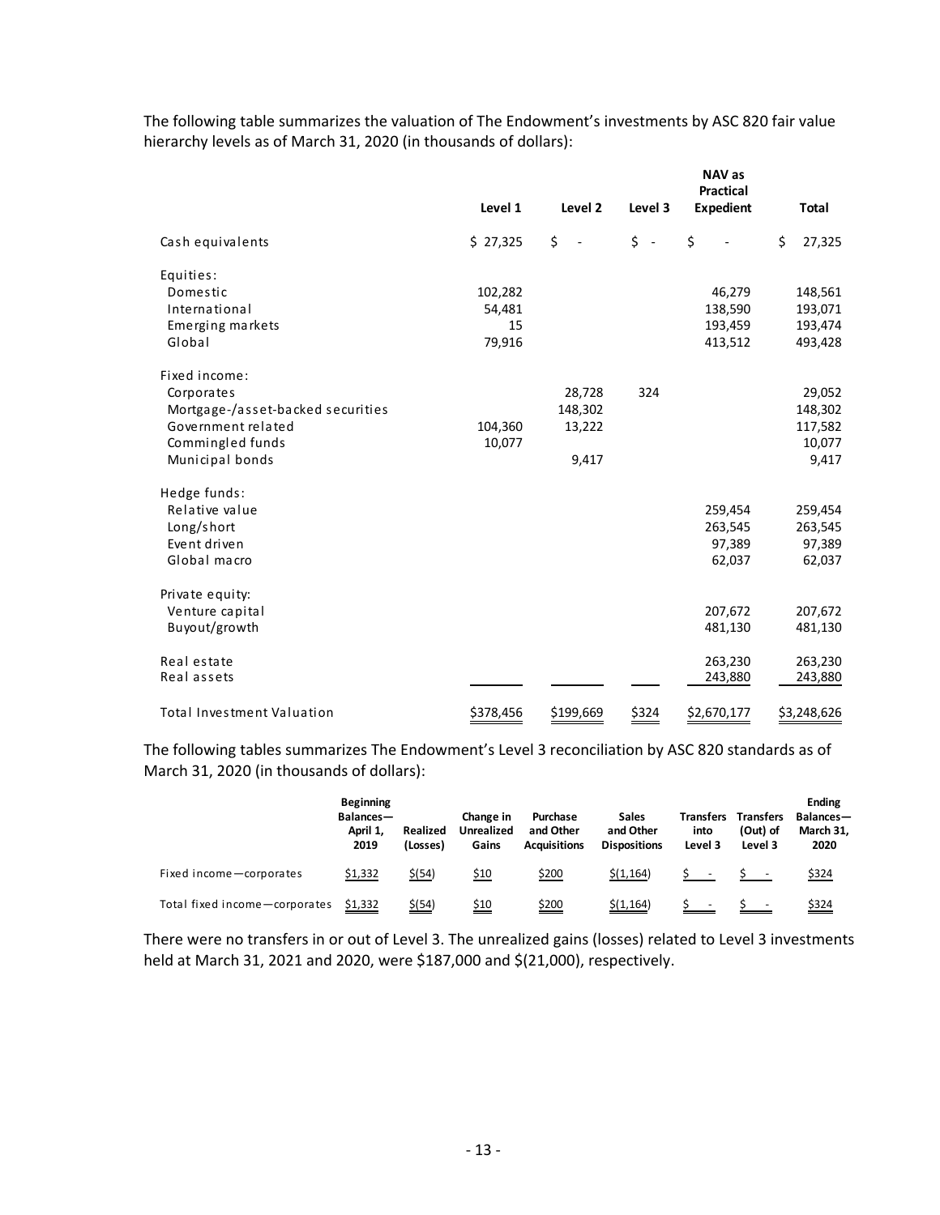The following table summarizes the valuation of The Endowment's investments by ASC 820 fair value hierarchy levels as of March 31, 2020 (in thousands of dollars):

| | Level 1 | Level 2 | Level 3 | NAV as Practical Expedient | Total |
|---|---|---|---|---|---|
| Cash equivalents | $ 27,325 | $ - | $ - | $ - | $ 27,325 |
| Equities: | | | | | |
| Domestic | 102,282 | | | 46,279 | 148,561 |
| International | 54,481 | | | 138,590 | 193,071 |
| Emerging markets | 15 | | | 193,459 | 193,474 |
| Global | 79,916 | | | 413,512 | 493,428 |
| Fixed income: | | | | | |
| Corporates | | 28,728 | 324 | | 29,052 |
| Mortgage-/asset-backed securities | | 148,302 | | | 148,302 |
| Government related | 104,360 | 13,222 | | | 117,582 |
| Commingled funds | 10,077 | | | | 10,077 |
| Municipal bonds | | 9,417 | | | 9,417 |
| Hedge funds: | | | | | |
| Relative value | | | | 259,454 | 259,454 |
| Long/short | | | | 263,545 | 263,545 |
| Event driven | | | | 97,389 | 97,389 |
| Global macro | | | | 62,037 | 62,037 |
| Private equity: | | | | | |
| Venture capital | | | | 207,672 | 207,672 |
| Buyout/growth | | | | 481,130 | 481,130 |
| Real estate | | | | 263,230 | 263,230 |
| Real assets | | | | 243,880 | 243,880 |
| Total Investment Valuation | $378,456 | $199,669 | $324 | $2,670,177 | $3,248,626 |

The following tables summarizes The Endowment's Level 3 reconciliation by ASC 820 standards as of March 31, 2020 (in thousands of dollars):

| | Beginning Balances—April 1, 2019 | Realized (Losses) | Change in Unrealized Gains | Purchase and Other Acquisitions | Sales and Other Dispositions | Transfers into Level 3 | Transfers (Out) of Level 3 | Ending Balances—March 31, 2020 |
|---|---|---|---|---|---|---|---|---|
| Fixed income—corporates | $1,332 | $(54) | $10 | $200 | $(1,164) | $ - | $ - | $324 |
| Total fixed income—corporates | $1,332 | $(54) | $10 | $200 | $(1,164) | $ - | $ - | $324 |

There were no transfers in or out of Level 3. The unrealized gains (losses) related to Level 3 investments held at March 31, 2021 and 2020, were $187,000 and $(21,000), respectively.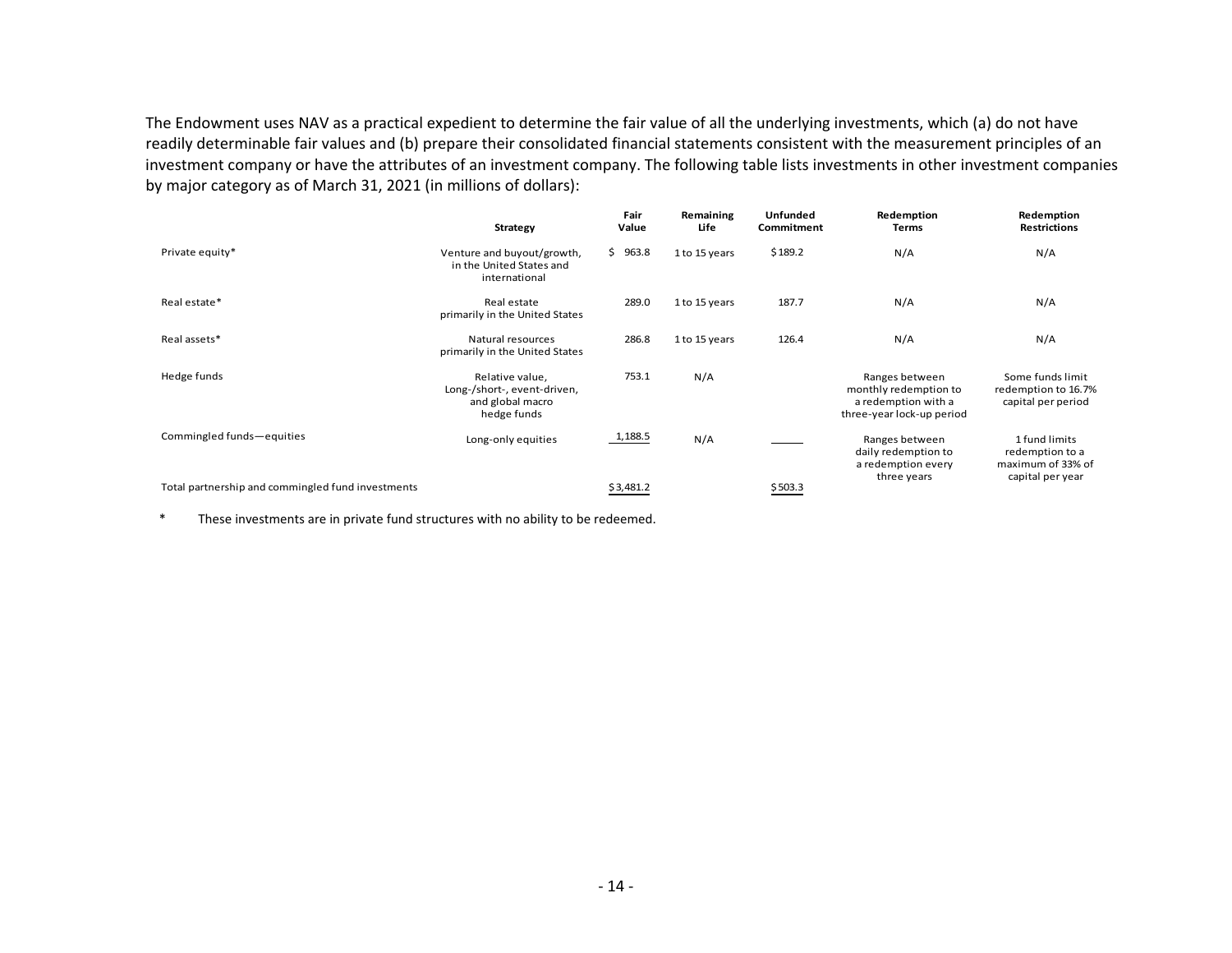The Endowment uses NAV as a practical expedient to determine the fair value of all the underlying investments, which (a) do not have readily determinable fair values and (b) prepare their consolidated financial statements consistent with the measurement principles of an investment company or have the attributes of an investment company. The following table lists investments in other investment companies by major category as of March 31, 2021 (in millions of dollars):

| | Strategy | Fair Value | Remaining Life | Unfunded Commitment | Redemption Terms | Redemption Restrictions |
|---|---|---|---|---|---|---|
| Private equity* | Venture and buyout/growth, in the United States and international | $ 963.8 | 1 to 15 years | $ 189.2 | N/A | N/A |
| Real estate* | Real estate primarily in the United States | 289.0 | 1 to 15 years | 187.7 | N/A | N/A |
| Real assets* | Natural resources primarily in the United States | 286.8 | 1 to 15 years | 126.4 | N/A | N/A |
| Hedge funds | Relative value, Long-/short-, event-driven, and global macro hedge funds | 753.1 | N/A | | Ranges between monthly redemption to a redemption with a three-year lock-up period | Some funds limit redemption to 16.7% capital per period |
| Commingled funds—equities | Long-only equities | 1,188.5 | N/A | | Ranges between daily redemption to a redemption every three years | 1 fund limits redemption to a maximum of 33% of capital per year |
| Total partnership and commingled fund investments | | $ 3,481.2 | | $ 503.3 | | |

\* These investments are in private fund structures with no ability to be redeemed.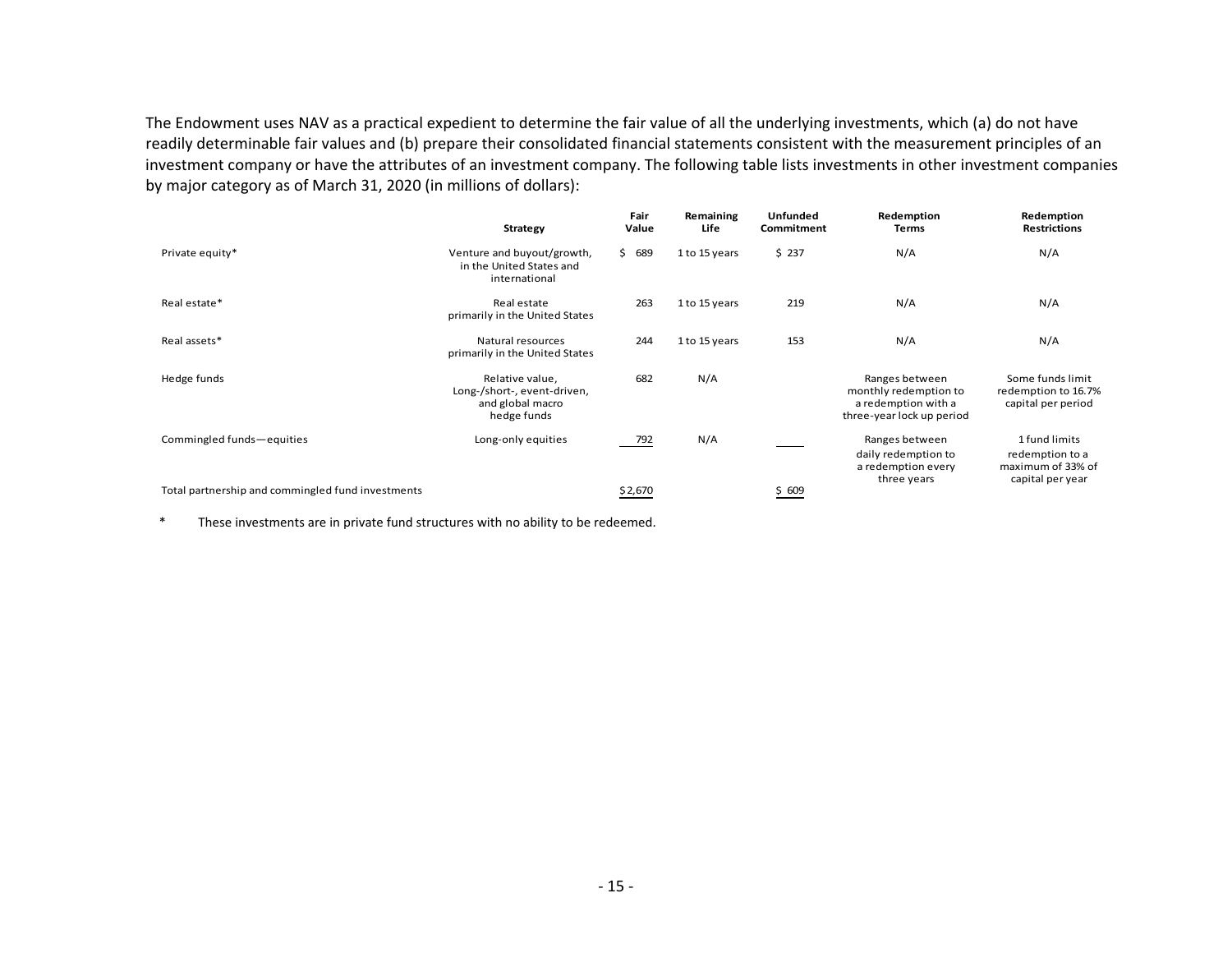The Endowment uses NAV as a practical expedient to determine the fair value of all the underlying investments, which (a) do not have readily determinable fair values and (b) prepare their consolidated financial statements consistent with the measurement principles of an investment company or have the attributes of an investment company. The following table lists investments in other investment companies by major category as of March 31, 2020 (in millions of dollars):

| | Strategy | Fair Value | Remaining Life | Unfunded Commitment | Redemption Terms | Redemption Restrictions |
|---|---|---|---|---|---|---|
| Private equity* | Venture and buyout/growth, in the United States and international | $ 689 | 1 to 15 years | $ 237 | N/A | N/A |
| Real estate* | Real estate primarily in the United States | 263 | 1 to 15 years | 219 | N/A | N/A |
| Real assets* | Natural resources primarily in the United States | 244 | 1 to 15 years | 153 | N/A | N/A |
| Hedge funds | Relative value, Long-/short-, event-driven, and global macro hedge funds | 682 | N/A | | Ranges between monthly redemption to a redemption with a three-year lock up period | Some funds limit redemption to 16.7% capital per period |
| Commingled funds—equities | Long-only equities | 792 | N/A | | Ranges between daily redemption to a redemption every three years | 1 fund limits redemption to a maximum of 33% of capital per year |
| Total partnership and commingled fund investments | | $ 2,670 | | $ 609 | | |

\* These investments are in private fund structures with no ability to be redeemed.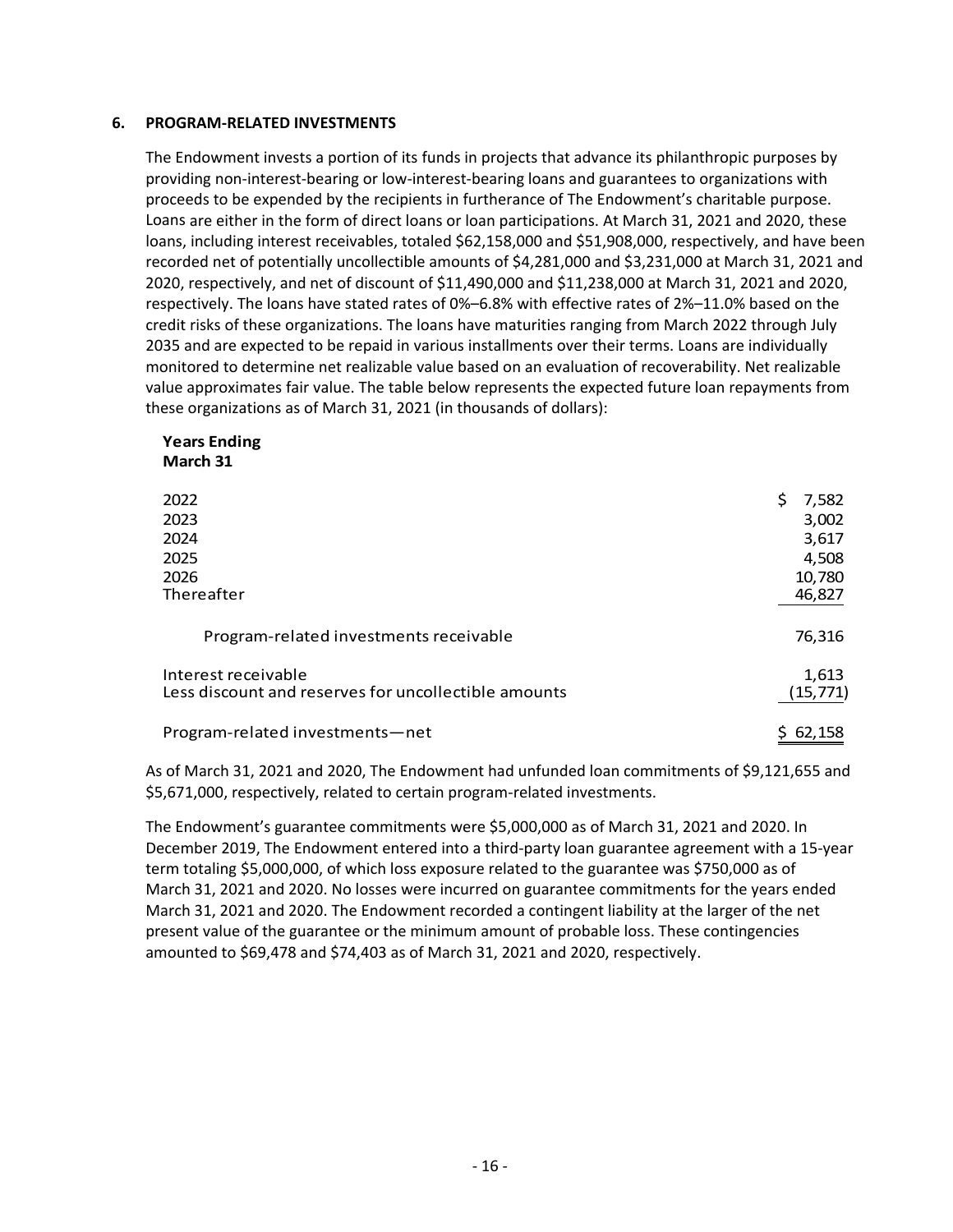## 6. PROGRAM-RELATED INVESTMENTS

The Endowment invests a portion of its funds in projects that advance its philanthropic purposes by providing non-interest-bearing or low-interest-bearing loans and guarantees to organizations with proceeds to be expended by the recipients in furtherance of The Endowment's charitable purpose. Loans are either in the form of direct loans or loan participations. At March 31, 2021 and 2020, these loans, including interest receivables, totaled \$62,158,000 and \$51,908,000, respectively, and have been recorded net of potentially uncollectible amounts of \$4,281,000 and \$3,231,000 at March 31, 2021 and 2020, respectively, and net of discount of \$11,490,000 and \$11,238,000 at March 31, 2021 and 2020, respectively. The loans have stated rates of 0%–6.8% with effective rates of 2%–11.0% based on the credit risks of these organizations. The loans have maturities ranging from March 2022 through July 2035 and are expected to be repaid in various installments over their terms. Loans are individually monitored to determine net realizable value based on an evaluation of recoverability. Net realizable value approximates fair value. The table below represents the expected future loan repayments from these organizations as of March 31, 2021 (in thousands of dollars):

| Years Ending March 31 | |
|---|---|
| 2022 | \$ 7,582 |
| 2023 | 3,002 |
| 2024 | 3,617 |
| 2025 | 4,508 |
| 2026 | 10,780 |
| Thereafter | 46,827 |
| Program-related investments receivable | 76,316 |
| Interest receivable | 1,613 |
| Less discount and reserves for uncollectible amounts | (15,771) |
| Program-related investments—net | \$ 62,158 |

As of March 31, 2021 and 2020, The Endowment had unfunded loan commitments of \$9,121,655 and \$5,671,000, respectively, related to certain program-related investments.

The Endowment's guarantee commitments were \$5,000,000 as of March 31, 2021 and 2020. In December 2019, The Endowment entered into a third-party loan guarantee agreement with a 15-year term totaling \$5,000,000, of which loss exposure related to the guarantee was \$750,000 as of March 31, 2021 and 2020. No losses were incurred on guarantee commitments for the years ended March 31, 2021 and 2020. The Endowment recorded a contingent liability at the larger of the net present value of the guarantee or the minimum amount of probable loss. These contingencies amounted to \$69,478 and \$74,403 as of March 31, 2021 and 2020, respectively.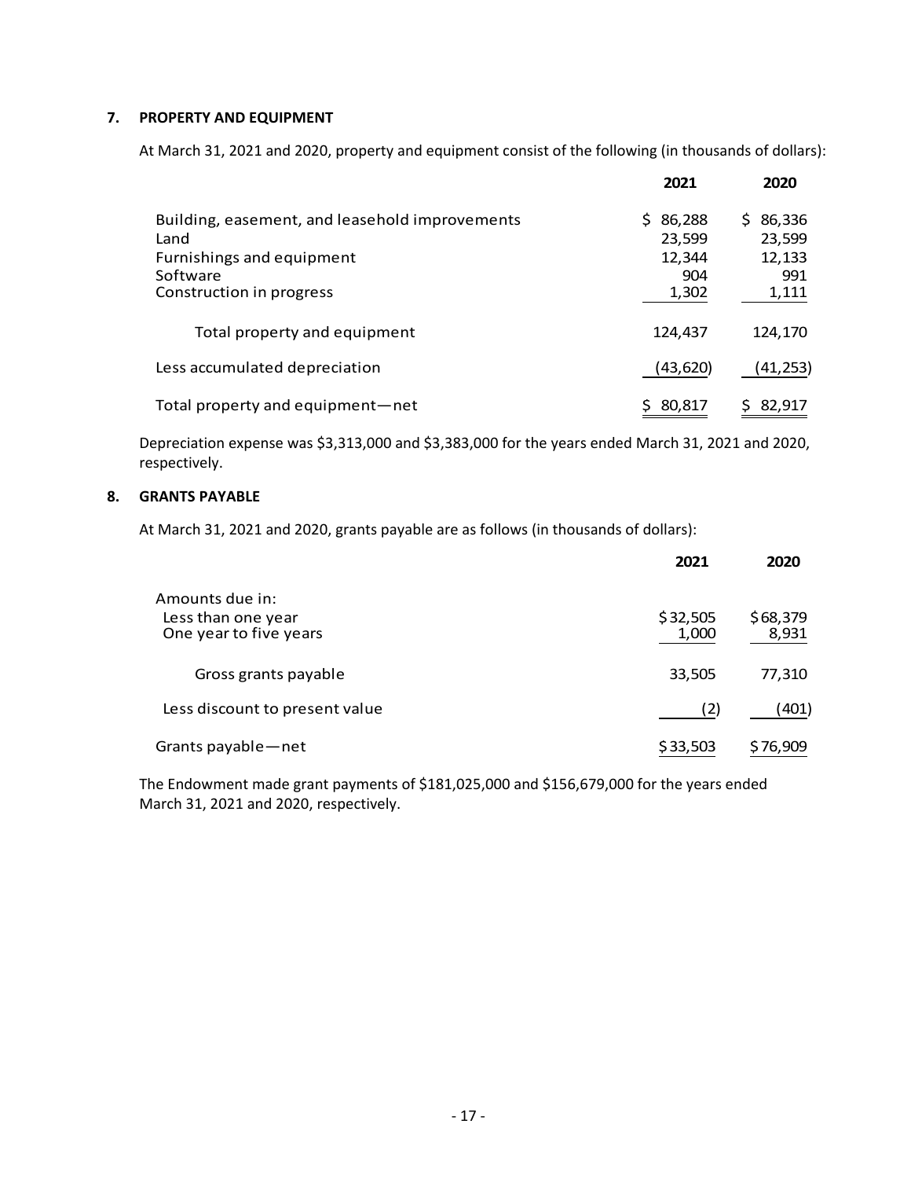## 7. PROPERTY AND EQUIPMENT

At March 31, 2021 and 2020, property and equipment consist of the following (in thousands of dollars):

| | 2021 | 2020 |
|---|---|---|
| Building, easement, and leasehold improvements | $ 86,288 | $ 86,336 |
| Land | 23,599 | 23,599 |
| Furnishings and equipment | 12,344 | 12,133 |
| Software | 904 | 991 |
| Construction in progress | 1,302 | 1,111 |
| Total property and equipment | 124,437 | 124,170 |
| Less accumulated depreciation | (43,620) | (41,253) |
| Total property and equipment—net | $ 80,817 | $ 82,917 |

Depreciation expense was $3,313,000 and $3,383,000 for the years ended March 31, 2021 and 2020, respectively.

## 8. GRANTS PAYABLE

At March 31, 2021 and 2020, grants payable are as follows (in thousands of dollars):

| | 2021 | 2020 |
|---|---|---|
| Amounts due in: | | |
| Less than one year | $ 32,505 | $ 68,379 |
| One year to five years | 1,000 | 8,931 |
| Gross grants payable | 33,505 | 77,310 |
| Less discount to present value | (2) | (401) |
| Grants payable—net | $ 33,503 | $ 76,909 |

The Endowment made grant payments of $181,025,000 and $156,679,000 for the years ended March 31, 2021 and 2020, respectively.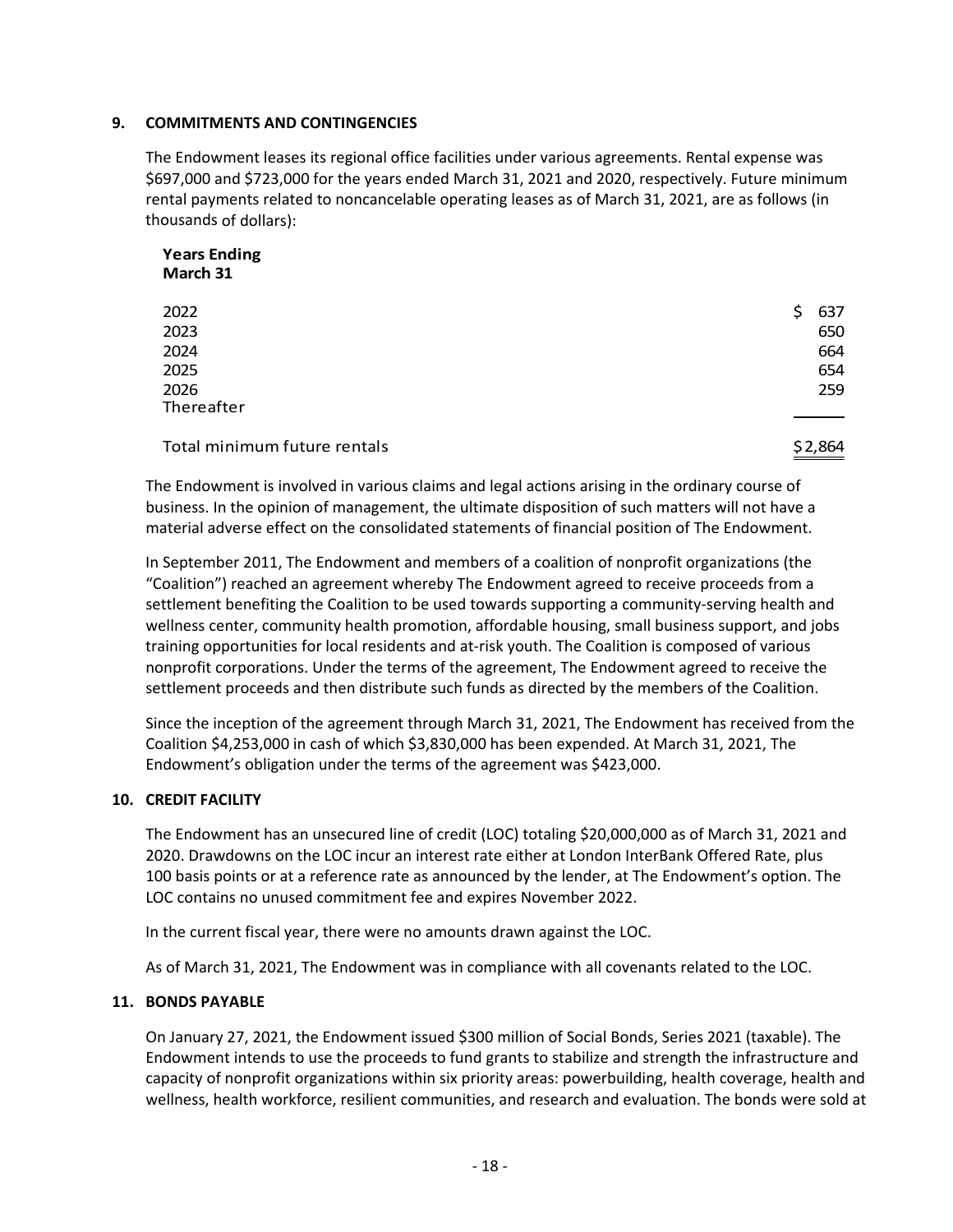## 9. COMMITMENTS AND CONTINGENCIES

The Endowment leases its regional office facilities under various agreements. Rental expense was $697,000 and $723,000 for the years ended March 31, 2021 and 2020, respectively. Future minimum rental payments related to noncancelable operating leases as of March 31, 2021, are as follows (in thousands of dollars):

| Years Ending March 31 | |
|---|---|
| 2022 | $ 637 |
| 2023 | 650 |
| 2024 | 664 |
| 2025 | 654 |
| 2026 | 259 |
| Thereafter | |
| Total minimum future rentals | $ 2,864 |

The Endowment is involved in various claims and legal actions arising in the ordinary course of business. In the opinion of management, the ultimate disposition of such matters will not have a material adverse effect on the consolidated statements of financial position of The Endowment.

In September 2011, The Endowment and members of a coalition of nonprofit organizations (the "Coalition") reached an agreement whereby The Endowment agreed to receive proceeds from a settlement benefiting the Coalition to be used towards supporting a community-serving health and wellness center, community health promotion, affordable housing, small business support, and jobs training opportunities for local residents and at-risk youth. The Coalition is composed of various nonprofit corporations. Under the terms of the agreement, The Endowment agreed to receive the settlement proceeds and then distribute such funds as directed by the members of the Coalition.

Since the inception of the agreement through March 31, 2021, The Endowment has received from the Coalition $4,253,000 in cash of which $3,830,000 has been expended. At March 31, 2021, The Endowment's obligation under the terms of the agreement was $423,000.

## 10. CREDIT FACILITY

The Endowment has an unsecured line of credit (LOC) totaling $20,000,000 as of March 31, 2021 and 2020. Drawdowns on the LOC incur an interest rate either at London InterBank Offered Rate, plus 100 basis points or at a reference rate as announced by the lender, at The Endowment's option. The LOC contains no unused commitment fee and expires November 2022.

In the current fiscal year, there were no amounts drawn against the LOC.

As of March 31, 2021, The Endowment was in compliance with all covenants related to the LOC.

## 11. BONDS PAYABLE

On January 27, 2021, the Endowment issued $300 million of Social Bonds, Series 2021 (taxable). The Endowment intends to use the proceeds to fund grants to stabilize and strength the infrastructure and capacity of nonprofit organizations within six priority areas: powerbuilding, health coverage, health and wellness, health workforce, resilient communities, and research and evaluation. The bonds were sold at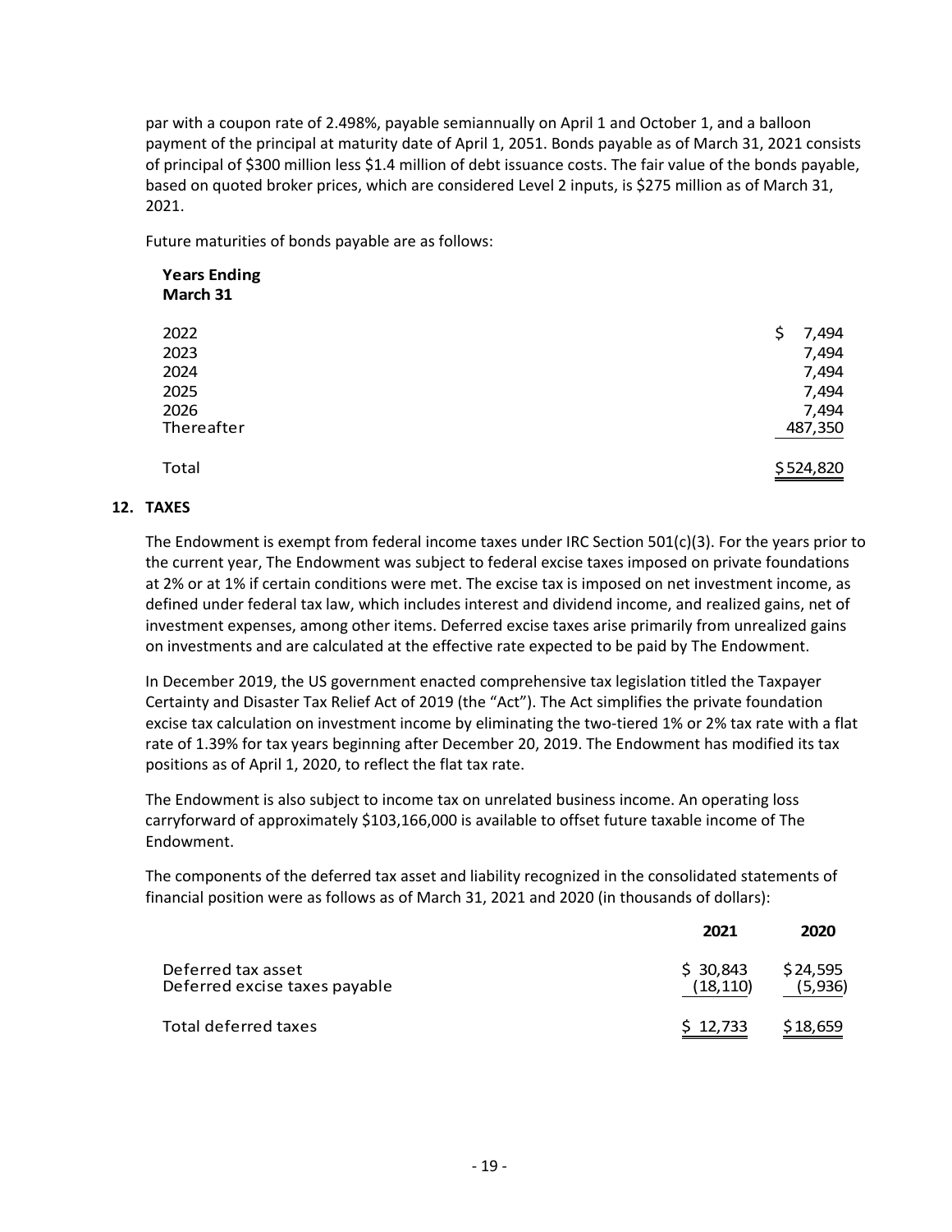par with a coupon rate of 2.498%, payable semiannually on April 1 and October 1, and a balloon payment of the principal at maturity date of April 1, 2051. Bonds payable as of March 31, 2021 consists of principal of $300 million less $1.4 million of debt issuance costs. The fair value of the bonds payable, based on quoted broker prices, which are considered Level 2 inputs, is $275 million as of March 31, 2021.

Future maturities of bonds payable are as follows:

| Years Ending March 31 | |
|---|---|
| 2022 | $ 7,494 |
| 2023 | 7,494 |
| 2024 | 7,494 |
| 2025 | 7,494 |
| 2026 | 7,494 |
| Thereafter | 487,350 |
| Total | $ 524,820 |

## 12. TAXES

The Endowment is exempt from federal income taxes under IRC Section 501(c)(3). For the years prior to the current year, The Endowment was subject to federal excise taxes imposed on private foundations at 2% or at 1% if certain conditions were met. The excise tax is imposed on net investment income, as defined under federal tax law, which includes interest and dividend income, and realized gains, net of investment expenses, among other items. Deferred excise taxes arise primarily from unrealized gains on investments and are calculated at the effective rate expected to be paid by The Endowment.

In December 2019, the US government enacted comprehensive tax legislation titled the Taxpayer Certainty and Disaster Tax Relief Act of 2019 (the "Act"). The Act simplifies the private foundation excise tax calculation on investment income by eliminating the two-tiered 1% or 2% tax rate with a flat rate of 1.39% for tax years beginning after December 20, 2019. The Endowment has modified its tax positions as of April 1, 2020, to reflect the flat tax rate.

The Endowment is also subject to income tax on unrelated business income. An operating loss carryforward of approximately $103,166,000 is available to offset future taxable income of The Endowment.

The components of the deferred tax asset and liability recognized in the consolidated statements of financial position were as follows as of March 31, 2021 and 2020 (in thousands of dollars):

| | 2021 | 2020 |
|---|---|---|
| Deferred tax asset | $ 30,843 | $ 24,595 |
| Deferred excise taxes payable | (18,110) | (5,936) |
| Total deferred taxes | $ 12,733 | $ 18,659 |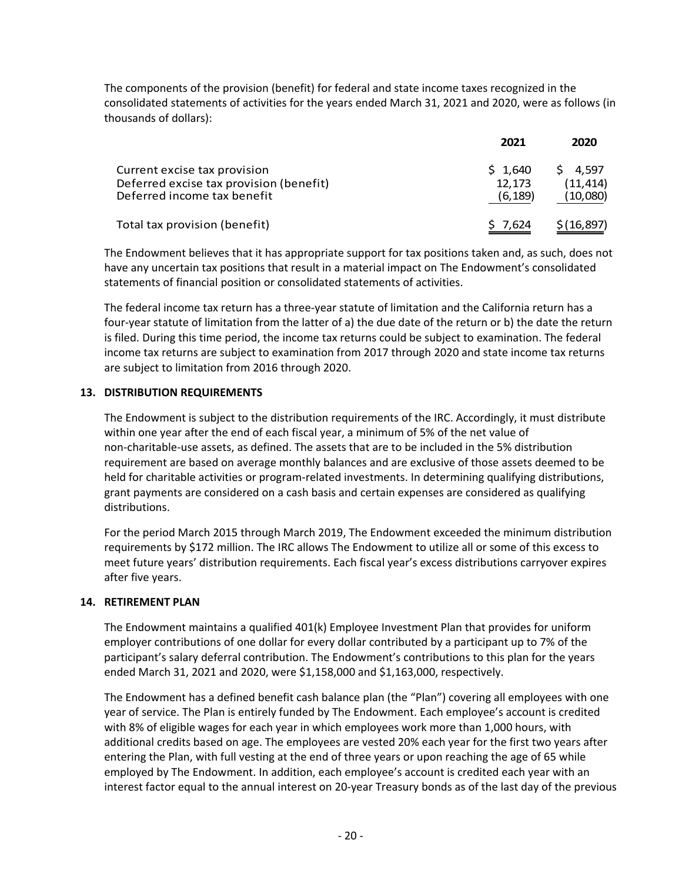The components of the provision (benefit) for federal and state income taxes recognized in the consolidated statements of activities for the years ended March 31, 2021 and 2020, were as follows (in thousands of dollars):

| | 2021 | 2020 |
|---|---|---|
| Current excise tax provision | $ 1,640 | $ 4,597 |
| Deferred excise tax provision (benefit) | 12,173 | (11,414) |
| Deferred income tax benefit | (6,189) | (10,080) |
| Total tax provision (benefit) | $ 7,624 | $ (16,897) |

The Endowment believes that it has appropriate support for tax positions taken and, as such, does not have any uncertain tax positions that result in a material impact on The Endowment's consolidated statements of financial position or consolidated statements of activities.

The federal income tax return has a three-year statute of limitation and the California return has a four-year statute of limitation from the latter of a) the due date of the return or b) the date the return is filed. During this time period, the income tax returns could be subject to examination. The federal income tax returns are subject to examination from 2017 through 2020 and state income tax returns are subject to limitation from 2016 through 2020.

## 13. DISTRIBUTION REQUIREMENTS

The Endowment is subject to the distribution requirements of the IRC. Accordingly, it must distribute within one year after the end of each fiscal year, a minimum of 5% of the net value of non-charitable-use assets, as defined. The assets that are to be included in the 5% distribution requirement are based on average monthly balances and are exclusive of those assets deemed to be held for charitable activities or program-related investments. In determining qualifying distributions, grant payments are considered on a cash basis and certain expenses are considered as qualifying distributions.

For the period March 2015 through March 2019, The Endowment exceeded the minimum distribution requirements by $172 million. The IRC allows The Endowment to utilize all or some of this excess to meet future years' distribution requirements. Each fiscal year's excess distributions carryover expires after five years.

## 14. RETIREMENT PLAN

The Endowment maintains a qualified 401(k) Employee Investment Plan that provides for uniform employer contributions of one dollar for every dollar contributed by a participant up to 7% of the participant's salary deferral contribution. The Endowment's contributions to this plan for the years ended March 31, 2021 and 2020, were $1,158,000 and $1,163,000, respectively.

The Endowment has a defined benefit cash balance plan (the "Plan") covering all employees with one year of service. The Plan is entirely funded by The Endowment. Each employee's account is credited with 8% of eligible wages for each year in which employees work more than 1,000 hours, with additional credits based on age. The employees are vested 20% each year for the first two years after entering the Plan, with full vesting at the end of three years or upon reaching the age of 65 while employed by The Endowment. In addition, each employee's account is credited each year with an interest factor equal to the annual interest on 20-year Treasury bonds as of the last day of the previous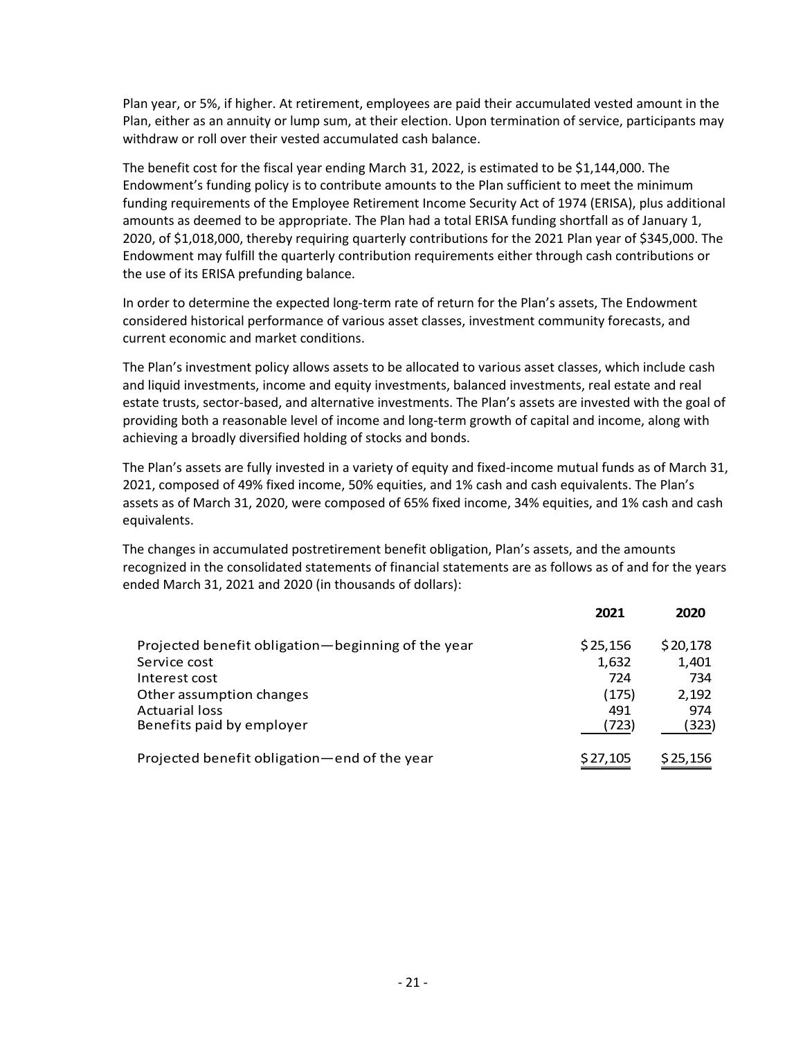Plan year, or 5%, if higher. At retirement, employees are paid their accumulated vested amount in the Plan, either as an annuity or lump sum, at their election. Upon termination of service, participants may withdraw or roll over their vested accumulated cash balance.

The benefit cost for the fiscal year ending March 31, 2022, is estimated to be $1,144,000. The Endowment's funding policy is to contribute amounts to the Plan sufficient to meet the minimum funding requirements of the Employee Retirement Income Security Act of 1974 (ERISA), plus additional amounts as deemed to be appropriate. The Plan had a total ERISA funding shortfall as of January 1, 2020, of $1,018,000, thereby requiring quarterly contributions for the 2021 Plan year of $345,000. The Endowment may fulfill the quarterly contribution requirements either through cash contributions or the use of its ERISA prefunding balance.

In order to determine the expected long-term rate of return for the Plan's assets, The Endowment considered historical performance of various asset classes, investment community forecasts, and current economic and market conditions.

The Plan's investment policy allows assets to be allocated to various asset classes, which include cash and liquid investments, income and equity investments, balanced investments, real estate and real estate trusts, sector-based, and alternative investments. The Plan's assets are invested with the goal of providing both a reasonable level of income and long-term growth of capital and income, along with achieving a broadly diversified holding of stocks and bonds.

The Plan's assets are fully invested in a variety of equity and fixed-income mutual funds as of March 31, 2021, composed of 49% fixed income, 50% equities, and 1% cash and cash equivalents. The Plan's assets as of March 31, 2020, were composed of 65% fixed income, 34% equities, and 1% cash and cash equivalents.

The changes in accumulated postretirement benefit obligation, Plan's assets, and the amounts recognized in the consolidated statements of financial statements are as follows as of and for the years ended March 31, 2021 and 2020 (in thousands of dollars):

| | 2021 | 2020 |
|---|---|---|
| Projected benefit obligation—beginning of the year | $ 25,156 | $ 20,178 |
| Service cost | 1,632 | 1,401 |
| Interest cost | 724 | 734 |
| Other assumption changes | (175) | 2,192 |
| Actuarial loss | 491 | 974 |
| Benefits paid by employer | (723) | (323) |
| Projected benefit obligation—end of the year | $ 27,105 | $ 25,156 |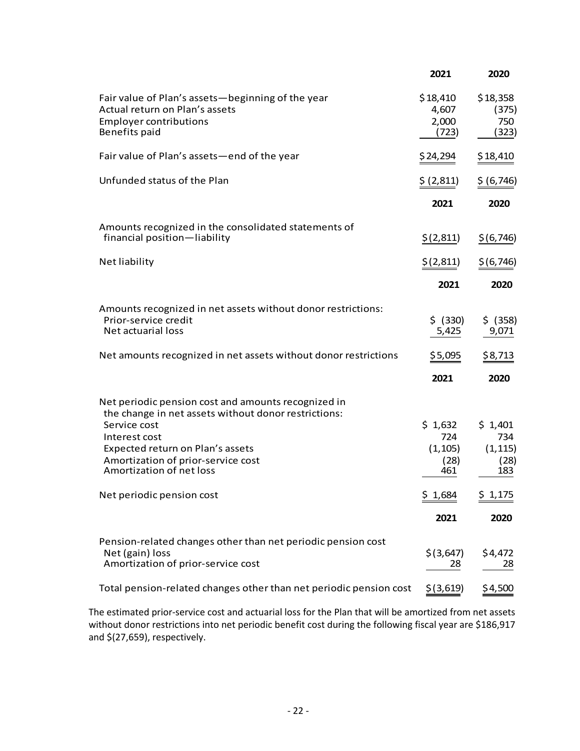| | 2021 | 2020 |
|---|---|---|
| Fair value of Plan's assets—beginning of the year | $18,410 | $18,358 |
| Actual return on Plan's assets | 4,607 | (375) |
| Employer contributions | 2,000 | 750 |
| Benefits paid | (723) | (323) |
| Fair value of Plan's assets—end of the year | $24,294 | $18,410 |
| Unfunded status of the Plan | $ (2,811) | $ (6,746) |

| | 2021 | 2020 |
|---|---|---|
| Amounts recognized in the consolidated statements of financial position—liability | $(2,811) | $(6,746) |
| Net liability | $(2,811) | $(6,746) |

| | 2021 | 2020 |
|---|---|---|
| Amounts recognized in net assets without donor restrictions: | | |
| Prior-service credit | $ (330) | $ (358) |
| Net actuarial loss | 5,425 | 9,071 |
| Net amounts recognized in net assets without donor restrictions | $5,095 | $8,713 |

| | 2021 | 2020 |
|---|---|---|
| Net periodic pension cost and amounts recognized in the change in net assets without donor restrictions: | | |
| Service cost | $ 1,632 | $ 1,401 |
| Interest cost | 724 | 734 |
| Expected return on Plan's assets | (1,105) | (1,115) |
| Amortization of prior-service cost | (28) | (28) |
| Amortization of net loss | 461 | 183 |
| Net periodic pension cost | $ 1,684 | $ 1,175 |

| | 2021 | 2020 |
|---|---|---|
| Pension-related changes other than net periodic pension cost | | |
| Net (gain) loss | $(3,647) | $4,472 |
| Amortization of prior-service cost | 28 | 28 |
| Total pension-related changes other than net periodic pension cost | $(3,619) | $4,500 |

The estimated prior-service cost and actuarial loss for the Plan that will be amortized from net assets without donor restrictions into net periodic benefit cost during the following fiscal year are $186,917 and $(27,659), respectively.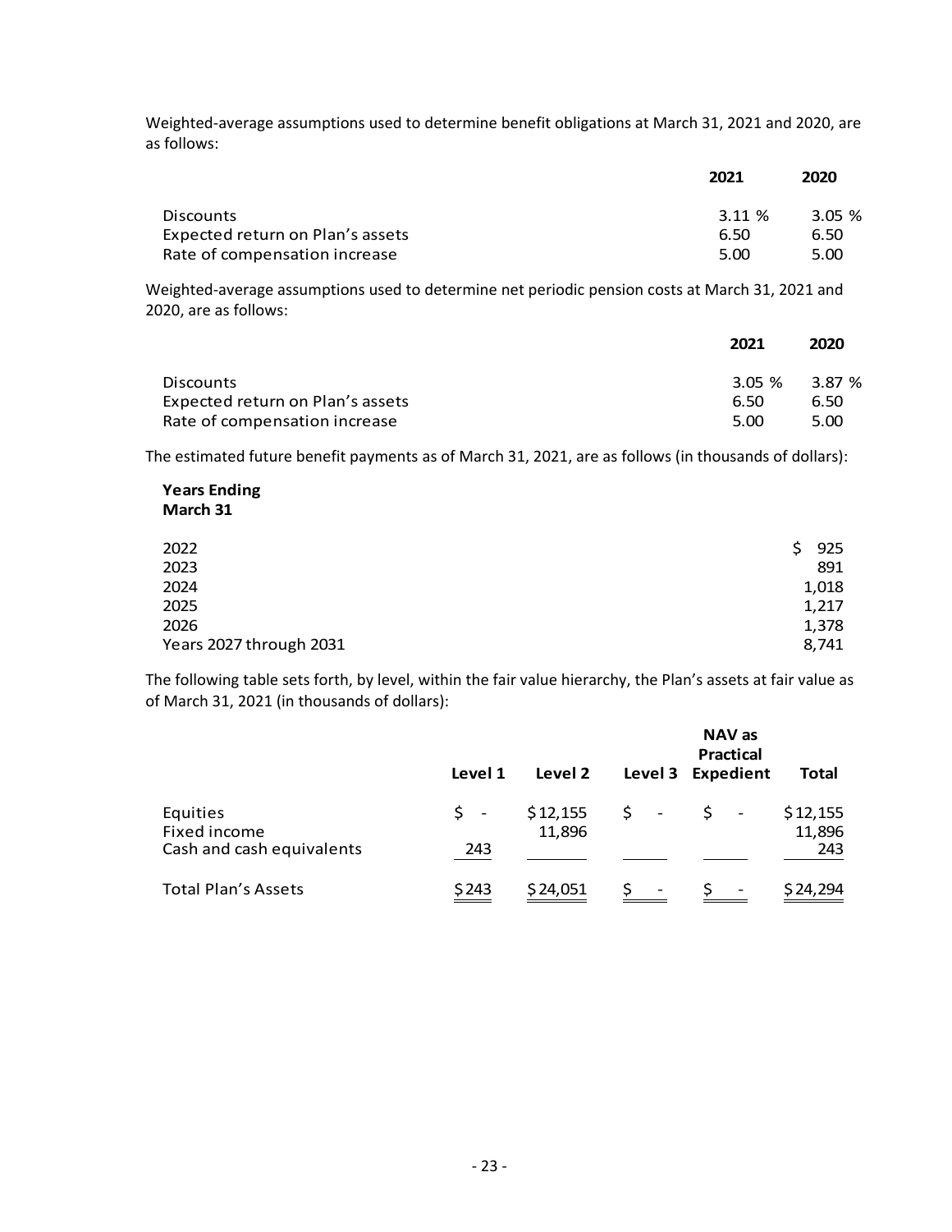Weighted-average assumptions used to determine benefit obligations at March 31, 2021 and 2020, are as follows:

| | 2021 | 2020 |
|---|---|---|
| Discounts | 3.11 % | 3.05 % |
| Expected return on Plan's assets | 6.50 | 6.50 |
| Rate of compensation increase | 5.00 | 5.00 |

Weighted-average assumptions used to determine net periodic pension costs at March 31, 2021 and 2020, are as follows:

| | 2021 | 2020 |
|---|---|---|
| Discounts | 3.05 % | 3.87 % |
| Expected return on Plan's assets | 6.50 | 6.50 |
| Rate of compensation increase | 5.00 | 5.00 |

The estimated future benefit payments as of March 31, 2021, are as follows (in thousands of dollars):

| **Years Ending March 31** | |
|---|---|
| 2022 | $ 925 |
| 2023 | 891 |
| 2024 | 1,018 |
| 2025 | 1,217 |
| 2026 | 1,378 |
| Years 2027 through 2031 | 8,741 |

The following table sets forth, by level, within the fair value hierarchy, the Plan's assets at fair value as of March 31, 2021 (in thousands of dollars):

| | Level 1 | Level 2 | Level 3 | NAV as Practical Expedient | Total |
|---|---|---|---|---|---|
| Equities | $ - | $ 12,155 | $ - | $ - | $ 12,155 |
| Fixed income | | 11,896 | | | 11,896 |
| Cash and cash equivalents | 243 | | | | 243 |
| Total Plan's Assets | $ 243 | $ 24,051 | $ - | $ - | $ 24,294 |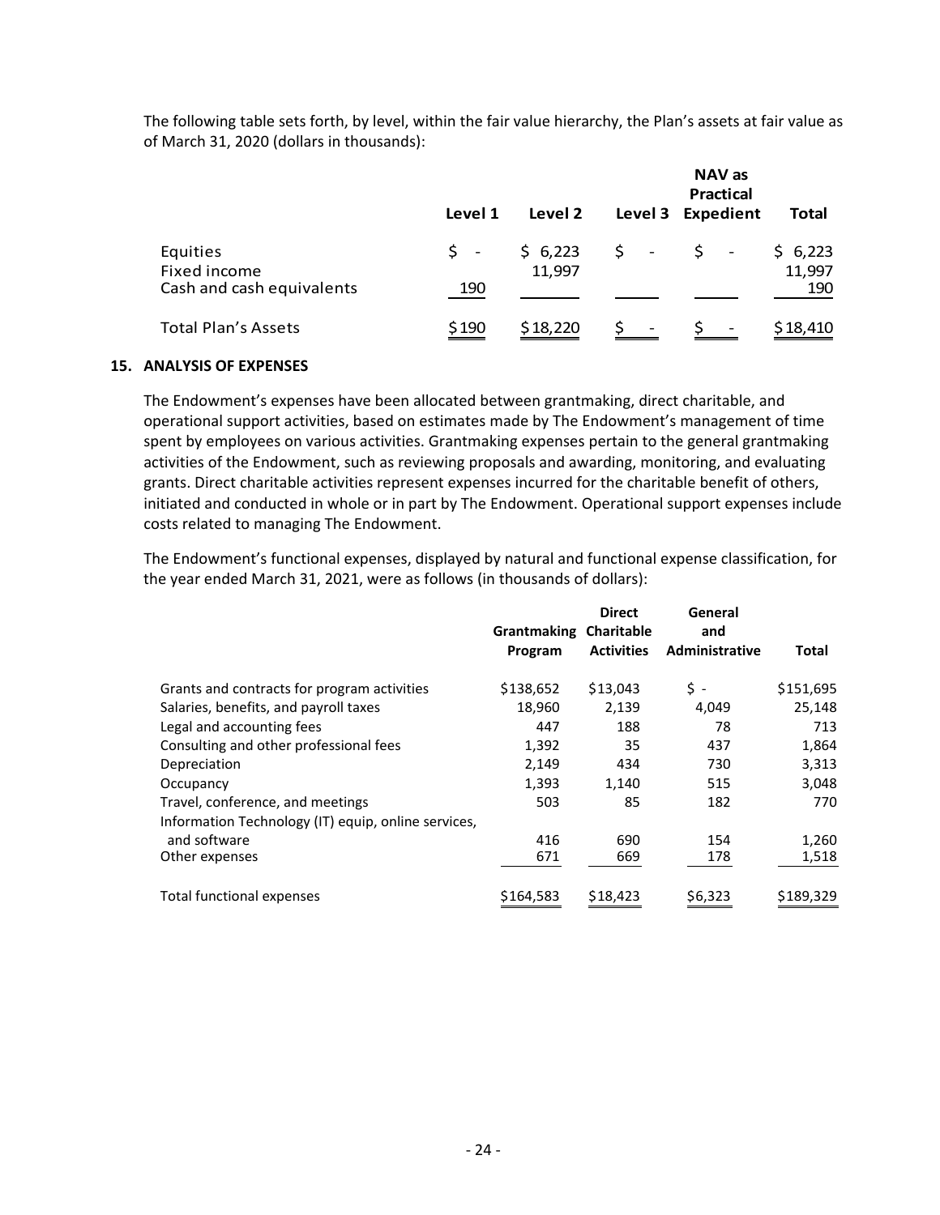The following table sets forth, by level, within the fair value hierarchy, the Plan's assets at fair value as of March 31, 2020 (dollars in thousands):

| | Level 1 | Level 2 | Level 3 | NAV as Practical Expedient | Total |
|---|---|---|---|---|---|
| Equities | $ - | $ 6,223 | $ - | $ - | $ 6,223 |
| Fixed income | | 11,997 | | | 11,997 |
| Cash and cash equivalents | 190 | | | | 190 |
| Total Plan's Assets | $190 | $18,220 | $ - | $ - | $18,410 |

## 15. ANALYSIS OF EXPENSES

The Endowment's expenses have been allocated between grantmaking, direct charitable, and operational support activities, based on estimates made by The Endowment's management of time spent by employees on various activities. Grantmaking expenses pertain to the general grantmaking activities of the Endowment, such as reviewing proposals and awarding, monitoring, and evaluating grants. Direct charitable activities represent expenses incurred for the charitable benefit of others, initiated and conducted in whole or in part by The Endowment. Operational support expenses include costs related to managing The Endowment.

The Endowment's functional expenses, displayed by natural and functional expense classification, for the year ended March 31, 2021, were as follows (in thousands of dollars):

| | Grantmaking Program | Direct Charitable Activities | General and Administrative | Total |
|---|---|---|---|---|
| Grants and contracts for program activities | $138,652 | $13,043 | $ - | $151,695 |
| Salaries, benefits, and payroll taxes | 18,960 | 2,139 | 4,049 | 25,148 |
| Legal and accounting fees | 447 | 188 | 78 | 713 |
| Consulting and other professional fees | 1,392 | 35 | 437 | 1,864 |
| Depreciation | 2,149 | 434 | 730 | 3,313 |
| Occupancy | 1,393 | 1,140 | 515 | 3,048 |
| Travel, conference, and meetings | 503 | 85 | 182 | 770 |
| Information Technology (IT) equip, online services, and software | 416 | 690 | 154 | 1,260 |
| Other expenses | 671 | 669 | 178 | 1,518 |
| Total functional expenses | $164,583 | $18,423 | $6,323 | $189,329 |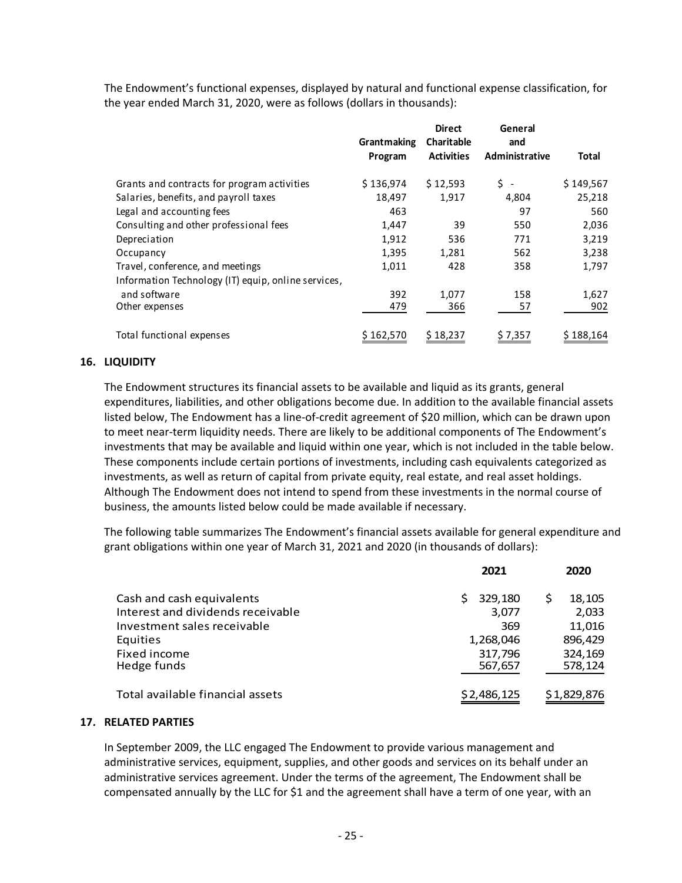The Endowment's functional expenses, displayed by natural and functional expense classification, for the year ended March 31, 2020, were as follows (dollars in thousands):

| | Grantmaking Program | Direct Charitable Activities | General and Administrative | Total |
|---|---|---|---|---|
| Grants and contracts for program activities | $ 136,974 | $ 12,593 | $ - | $ 149,567 |
| Salaries, benefits, and payroll taxes | 18,497 | 1,917 | 4,804 | 25,218 |
| Legal and accounting fees | 463 | | 97 | 560 |
| Consulting and other professional fees | 1,447 | 39 | 550 | 2,036 |
| Depreciation | 1,912 | 536 | 771 | 3,219 |
| Occupancy | 1,395 | 1,281 | 562 | 3,238 |
| Travel, conference, and meetings | 1,011 | 428 | 358 | 1,797 |
| Information Technology (IT) equip, online services, and software | 392 | 1,077 | 158 | 1,627 |
| Other expenses | 479 | 366 | 57 | 902 |
| Total functional expenses | $ 162,570 | $ 18,237 | $ 7,357 | $ 188,164 |

## 16. LIQUIDITY

The Endowment structures its financial assets to be available and liquid as its grants, general expenditures, liabilities, and other obligations become due. In addition to the available financial assets listed below, The Endowment has a line-of-credit agreement of $20 million, which can be drawn upon to meet near-term liquidity needs. There are likely to be additional components of The Endowment's investments that may be available and liquid within one year, which is not included in the table below. These components include certain portions of investments, including cash equivalents categorized as investments, as well as return of capital from private equity, real estate, and real asset holdings. Although The Endowment does not intend to spend from these investments in the normal course of business, the amounts listed below could be made available if necessary.

The following table summarizes The Endowment's financial assets available for general expenditure and grant obligations within one year of March 31, 2021 and 2020 (in thousands of dollars):

| | 2021 | 2020 |
|---|---|---|
| Cash and cash equivalents | $ 329,180 | $ 18,105 |
| Interest and dividends receivable | 3,077 | 2,033 |
| Investment sales receivable | 369 | 11,016 |
| Equities | 1,268,046 | 896,429 |
| Fixed income | 317,796 | 324,169 |
| Hedge funds | 567,657 | 578,124 |
| Total available financial assets | $ 2,486,125 | $ 1,829,876 |

## 17. RELATED PARTIES

In September 2009, the LLC engaged The Endowment to provide various management and administrative services, equipment, supplies, and other goods and services on its behalf under an administrative services agreement. Under the terms of the agreement, The Endowment shall be compensated annually by the LLC for $1 and the agreement shall have a term of one year, with an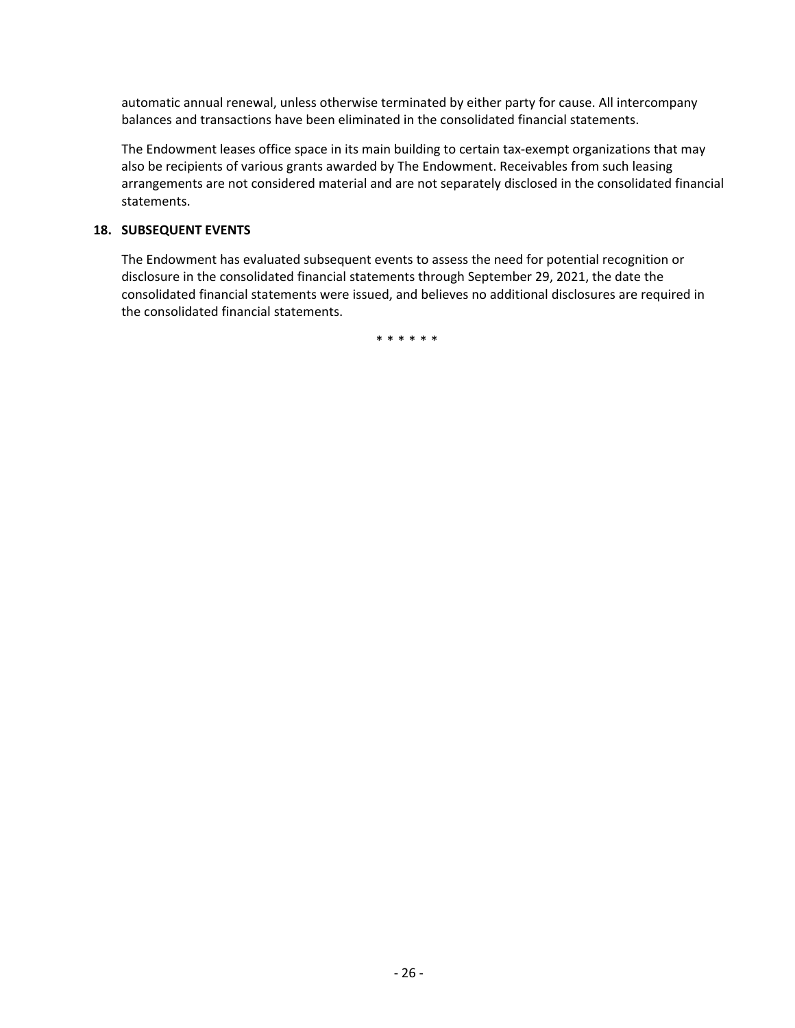automatic annual renewal, unless otherwise terminated by either party for cause. All intercompany balances and transactions have been eliminated in the consolidated financial statements.

The Endowment leases office space in its main building to certain tax-exempt organizations that may also be recipients of various grants awarded by The Endowment. Receivables from such leasing arrangements are not considered material and are not separately disclosed in the consolidated financial statements.

**18. SUBSEQUENT EVENTS**

The Endowment has evaluated subsequent events to assess the need for potential recognition or disclosure in the consolidated financial statements through September 29, 2021, the date the consolidated financial statements were issued, and believes no additional disclosures are required in the consolidated financial statements.

\* \* \* \* \* \*